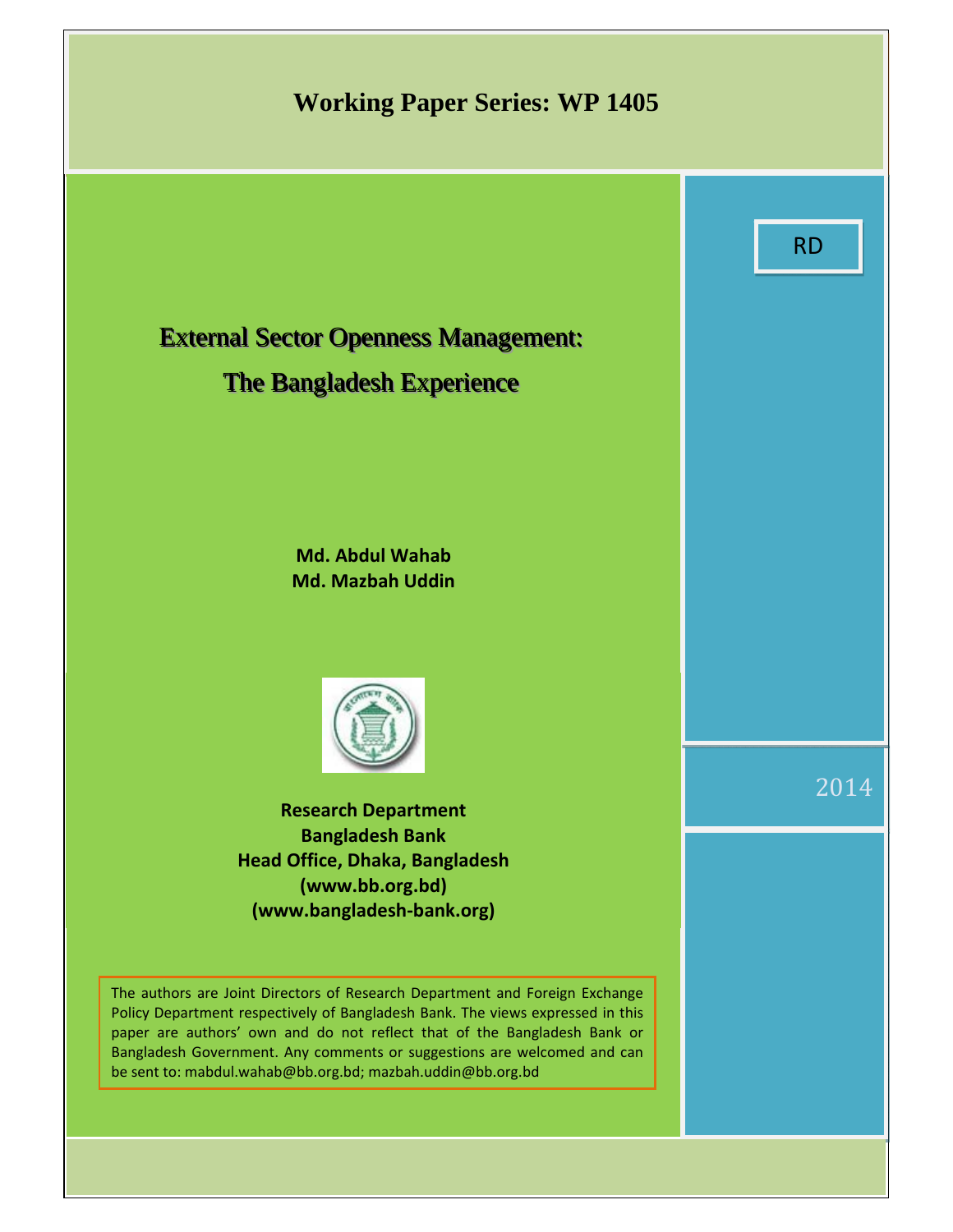**Working Paper Series: WP 1405**

RD

# External Sector Openness Management: The Bangladesh Experience

**Md. Abdul Wahab**
**Md. Mazbah Uddin**

**Research Department**
**Bangladesh Bank**
**Head Office, Dhaka, Bangladesh**
**(www.bb.org.bd)**
**(www.bangladesh-bank.org)**

2014

The authors are Joint Directors of Research Department and Foreign Exchange Policy Department respectively of Bangladesh Bank. The views expressed in this paper are authors' own and do not reflect that of the Bangladesh Bank or Bangladesh Government. Any comments or suggestions are welcomed and can be sent to: mabdul.wahab@bb.org.bd; mazbah.uddin@bb.org.bd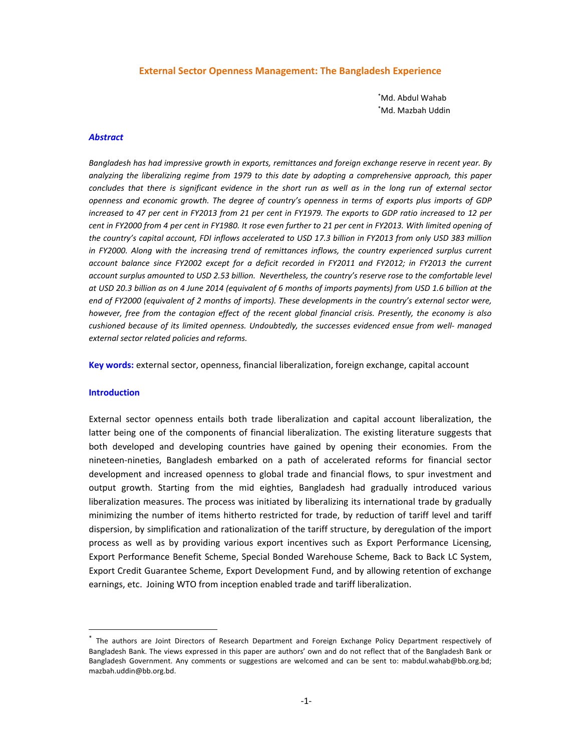# External Sector Openness Management: The Bangladesh Experience

[*]Md. Abdul Wahab
[*]Md. Mazbah Uddin

### *Abstract*

*Bangladesh has had impressive growth in exports, remittances and foreign exchange reserve in recent year. By analyzing the liberalizing regime from 1979 to this date by adopting a comprehensive approach, this paper concludes that there is significant evidence in the short run as well as in the long run of external sector openness and economic growth. The degree of country's openness in terms of exports plus imports of GDP increased to 47 per cent in FY2013 from 21 per cent in FY1979. The exports to GDP ratio increased to 12 per cent in FY2000 from 4 per cent in FY1980. It rose even further to 21 per cent in FY2013. With limited opening of the country's capital account, FDI inflows accelerated to USD 17.3 billion in FY2013 from only USD 383 million in FY2000. Along with the increasing trend of remittances inflows, the country experienced surplus current account balance since FY2002 except for a deficit recorded in FY2011 and FY2012; in FY2013 the current account surplus amounted to USD 2.53 billion. Nevertheless, the country's reserve rose to the comfortable level at USD 20.3 billion as on 4 June 2014 (equivalent of 6 months of imports payments) from USD 1.6 billion at the end of FY2000 (equivalent of 2 months of imports). These developments in the country's external sector were, however, free from the contagion effect of the recent global financial crisis. Presently, the economy is also cushioned because of its limited openness. Undoubtedly, the successes evidenced ensue from well- managed external sector related policies and reforms.*

**Key words:** external sector, openness, financial liberalization, foreign exchange, capital account

### Introduction

External sector openness entails both trade liberalization and capital account liberalization, the latter being one of the components of financial liberalization. The existing literature suggests that both developed and developing countries have gained by opening their economies. From the nineteen-nineties, Bangladesh embarked on a path of accelerated reforms for financial sector development and increased openness to global trade and financial flows, to spur investment and output growth. Starting from the mid eighties, Bangladesh had gradually introduced various liberalization measures. The process was initiated by liberalizing its international trade by gradually minimizing the number of items hitherto restricted for trade, by reduction of tariff level and tariff dispersion, by simplification and rationalization of the tariff structure, by deregulation of the import process as well as by providing various export incentives such as Export Performance Licensing, Export Performance Benefit Scheme, Special Bonded Warehouse Scheme, Back to Back LC System, Export Credit Guarantee Scheme, Export Development Fund, and by allowing retention of exchange earnings, etc. Joining WTO from inception enabled trade and tariff liberalization.

---

[*] The authors are Joint Directors of Research Department and Foreign Exchange Policy Department respectively of Bangladesh Bank. The views expressed in this paper are authors' own and do not reflect that of the Bangladesh Bank or Bangladesh Government. Any comments or suggestions are welcomed and can be sent to: mabdul.wahab@bb.org.bd; mazbah.uddin@bb.org.bd.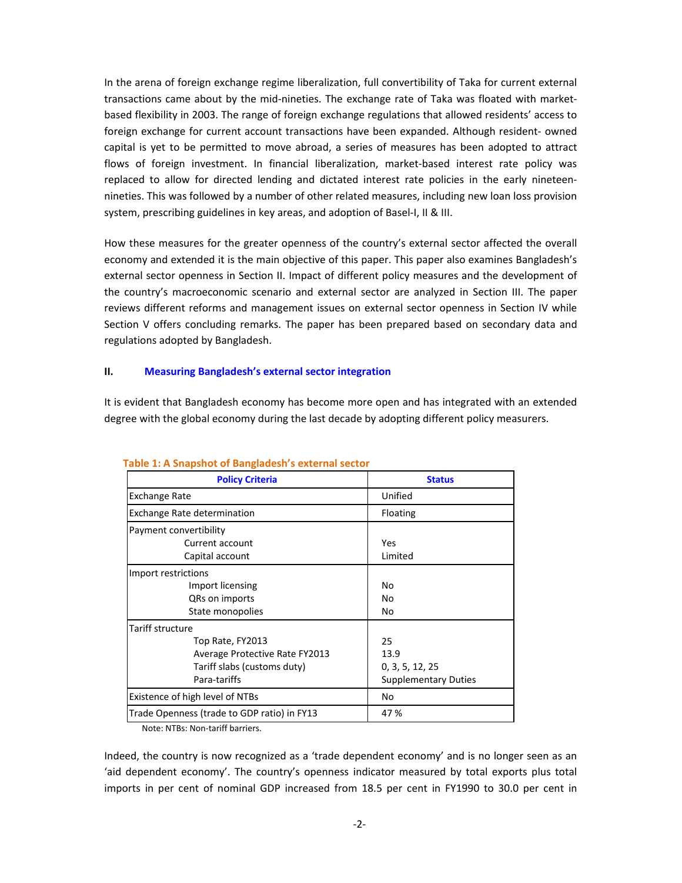In the arena of foreign exchange regime liberalization, full convertibility of Taka for current external transactions came about by the mid-nineties. The exchange rate of Taka was floated with market-based flexibility in 2003. The range of foreign exchange regulations that allowed residents' access to foreign exchange for current account transactions have been expanded. Although resident- owned capital is yet to be permitted to move abroad, a series of measures has been adopted to attract flows of foreign investment. In financial liberalization, market-based interest rate policy was replaced to allow for directed lending and dictated interest rate policies in the early nineteen-nineties. This was followed by a number of other related measures, including new loan loss provision system, prescribing guidelines in key areas, and adoption of Basel-I, II & III.

How these measures for the greater openness of the country's external sector affected the overall economy and extended it is the main objective of this paper. This paper also examines Bangladesh's external sector openness in Section II. Impact of different policy measures and the development of the country's macroeconomic scenario and external sector are analyzed in Section III. The paper reviews different reforms and management issues on external sector openness in Section IV while Section V offers concluding remarks. The paper has been prepared based on secondary data and regulations adopted by Bangladesh.

## II. Measuring Bangladesh's external sector integration

It is evident that Bangladesh economy has become more open and has integrated with an extended degree with the global economy during the last decade by adopting different policy measurers.

**Table 1: A Snapshot of Bangladesh's external sector**

| Policy Criteria | Status |
|---|---|
| Exchange Rate | Unified |
| Exchange Rate determination | Floating |
| Payment convertibility | |
| Current account | Yes |
| Capital account | Limited |
| Import restrictions | |
| Import licensing | No |
| QRs on imports | No |
| State monopolies | No |
| Tariff structure | |
| Top Rate, FY2013 | 25 |
| Average Protective Rate FY2013 | 13.9 |
| Tariff slabs (customs duty) | 0, 3, 5, 12, 25 |
| Para-tariffs | Supplementary Duties |
| Existence of high level of NTBs | No |
| Trade Openness (trade to GDP ratio) in FY13 | 47 % |

Note: NTBs: Non-tariff barriers.

Indeed, the country is now recognized as a 'trade dependent economy' and is no longer seen as an 'aid dependent economy'. The country's openness indicator measured by total exports plus total imports in per cent of nominal GDP increased from 18.5 per cent in FY1990 to 30.0 per cent in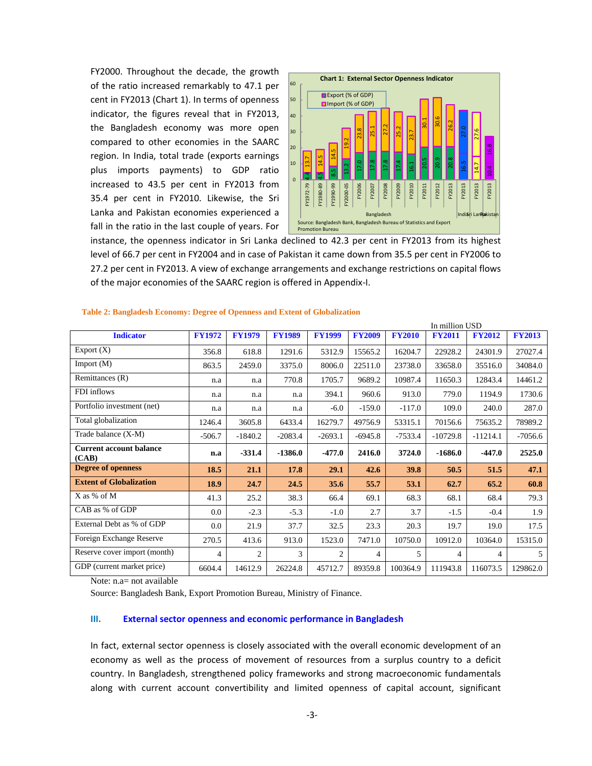FY2000. Throughout the decade, the growth of the ratio increased remarkably to 47.1 per cent in FY2013 (Chart 1). In terms of openness indicator, the figures reveal that in FY2013, the Bangladesh economy was more open compared to other economies in the SAARC region. In India, total trade (exports earnings plus imports payments) to GDP ratio increased to 43.5 per cent in FY2013 from 35.4 per cent in FY2010. Likewise, the Sri Lanka and Pakistan economies experienced a fall in the ratio in the last couple of years. For instance, the openness indicator in Sri Lanka declined to 42.3 per cent in FY2013 from its highest level of 66.7 per cent in FY2004 and in case of Pakistan it came down from 35.5 per cent in FY2006 to 27.2 per cent in FY2013. A view of exchange arrangements and exchange restrictions on capital flows of the major economies of the SAARC region is offered in Appendix-I.

**Chart 1: External Sector Openness Indicator**

| | Export (% of GDP) | Import (% of GDP) |
|---|---|---|
| Bangladesh FY1972-79 | 4.4 | 13.7 |
| Bangladesh FY1980-89 | 4.9 | 14.5 |
| Bangladesh FY1990-99 | 8.5 | 14.5 |
| Bangladesh FY2000-05 | 13.2 | 19.2 |
| Bangladesh FY2006 | 17.0 | 23.8 |
| Bangladesh FY2007 | 17.8 | 25.1 |
| Bangladesh FY2008 | 17.8 | 27.2 |
| Bangladesh FY2009 | 17.4 | 25.2 |
| Bangladesh FY2010 | 16.1 | 23.7 |
| Bangladesh FY2011 | 20.5 | 30.1 |
| Bangladesh FY2012 | 20.9 | 30.6 |
| Bangladesh FY2013 | 20.8 | 26.2 |
| India FY2013 | 16.5 | 27.0 |
| Sri Lanka FY2013 | 14.7 | 27.6 |
| Pakistan FY2013 | 10.4 | 16.8 |

Source: Bangladesh Bank, Bangladesh Bureau of Statistics and Export Promotion Bureau

**Table 2: Bangladesh Economy: Degree of Openness and Extent of Globalization**

In million USD

| Indicator | FY1972 | FY1979 | FY1989 | FY1999 | FY2009 | FY2010 | FY2011 | FY2012 | FY2013 |
|---|---|---|---|---|---|---|---|---|---|
| Export (X) | 356.8 | 618.8 | 1291.6 | 5312.9 | 15565.2 | 16204.7 | 22928.2 | 24301.9 | 27027.4 |
| Import (M) | 863.5 | 2459.0 | 3375.0 | 8006.0 | 22511.0 | 23738.0 | 33658.0 | 35516.0 | 34084.0 |
| Remittances (R) | n.a | n.a | 770.8 | 1705.7 | 9689.2 | 10987.4 | 11650.3 | 12843.4 | 14461.2 |
| FDI inflows | n.a | n.a | n.a | 394.1 | 960.6 | 913.0 | 779.0 | 1194.9 | 1730.6 |
| Portfolio investment (net) | n.a | n.a | n.a | -6.0 | -159.0 | -117.0 | 109.0 | 240.0 | 287.0 |
| Total globalization | 1246.4 | 3605.8 | 6433.4 | 16279.7 | 49756.9 | 53315.1 | 70156.6 | 75635.2 | 78989.2 |
| Trade balance (X-M) | -506.7 | -1840.2 | -2083.4 | -2693.1 | -6945.8 | -7533.4 | -10729.8 | -11214.1 | -7056.6 |
| **Current account balance (CAB)** | **n.a** | **-331.4** | **-1386.0** | **-477.0** | **2416.0** | **3724.0** | **-1686.0** | **-447.0** | **2525.0** |
| **Degree of openness** | **18.5** | **21.1** | **17.8** | **29.1** | **42.6** | **39.8** | **50.5** | **51.5** | **47.1** |
| **Extent of Globalization** | **18.9** | **24.7** | **24.5** | **35.6** | **55.7** | **53.1** | **62.7** | **65.2** | **60.8** |
| X as % of M | 41.3 | 25.2 | 38.3 | 66.4 | 69.1 | 68.3 | 68.1 | 68.4 | 79.3 |
| CAB as % of GDP | 0.0 | -2.3 | -5.3 | -1.0 | 2.7 | 3.7 | -1.5 | -0.4 | 1.9 |
| External Debt as % of GDP | 0.0 | 21.9 | 37.7 | 32.5 | 23.3 | 20.3 | 19.7 | 19.0 | 17.5 |
| Foreign Exchange Reserve | 270.5 | 413.6 | 913.0 | 1523.0 | 7471.0 | 10750.0 | 10912.0 | 10364.0 | 15315.0 |
| Reserve cover import (month) | 4 | 2 | 3 | 2 | 4 | 5 | 4 | 4 | 5 |
| GDP (current market price) | 6604.4 | 14612.9 | 26224.8 | 45712.7 | 89359.8 | 100364.9 | 111943.8 | 116073.5 | 129862.0 |

Note: n.a= not available

Source: Bangladesh Bank, Export Promotion Bureau, Ministry of Finance.

## III. External sector openness and economic performance in Bangladesh

In fact, external sector openness is closely associated with the overall economic development of an economy as well as the process of movement of resources from a surplus country to a deficit country. In Bangladesh, strengthened policy frameworks and strong macroeconomic fundamentals along with current account convertibility and limited openness of capital account, significant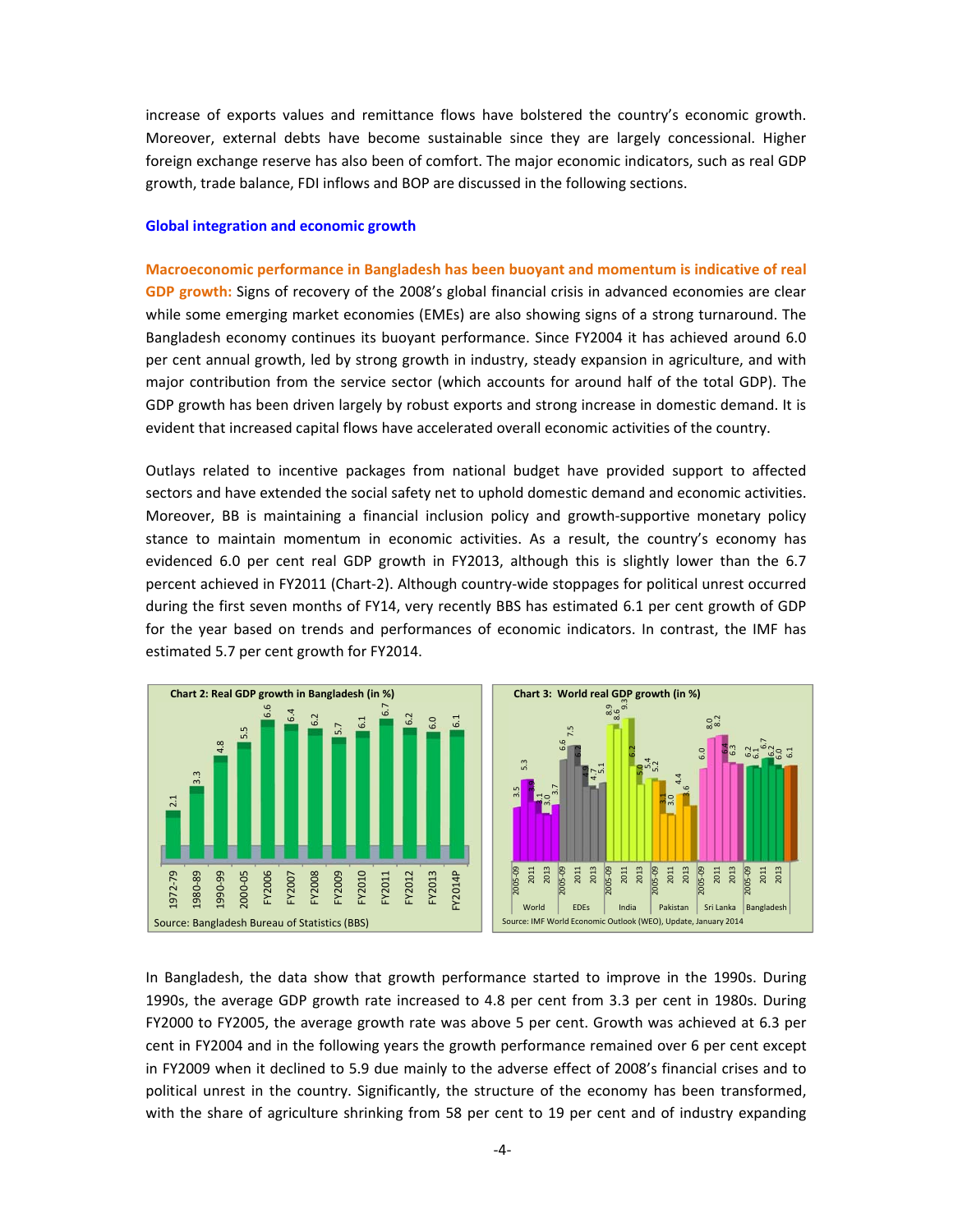increase of exports values and remittance flows have bolstered the country's economic growth. Moreover, external debts have become sustainable since they are largely concessional. Higher foreign exchange reserve has also been of comfort. The major economic indicators, such as real GDP growth, trade balance, FDI inflows and BOP are discussed in the following sections.

### Global integration and economic growth

**Macroeconomic performance in Bangladesh has been buoyant and momentum is indicative of real GDP growth:** Signs of recovery of the 2008's global financial crisis in advanced economies are clear while some emerging market economies (EMEs) are also showing signs of a strong turnaround. The Bangladesh economy continues its buoyant performance. Since FY2004 it has achieved around 6.0 per cent annual growth, led by strong growth in industry, steady expansion in agriculture, and with major contribution from the service sector (which accounts for around half of the total GDP). The GDP growth has been driven largely by robust exports and strong increase in domestic demand. It is evident that increased capital flows have accelerated overall economic activities of the country.

Outlays related to incentive packages from national budget have provided support to affected sectors and have extended the social safety net to uphold domestic demand and economic activities. Moreover, BB is maintaining a financial inclusion policy and growth-supportive monetary policy stance to maintain momentum in economic activities. As a result, the country's economy has evidenced 6.0 per cent real GDP growth in FY2013, although this is slightly lower than the 6.7 percent achieved in FY2011 (Chart-2). Although country-wide stoppages for political unrest occurred during the first seven months of FY14, very recently BBS has estimated 6.1 per cent growth of GDP for the year based on trends and performances of economic indicators. In contrast, the IMF has estimated 5.7 per cent growth for FY2014.

**Chart 2: Real GDP growth in Bangladesh (in %)**

| Period | Growth (%) |
|---|---|
| 1972-79 | 2.1 |
| 1980-89 | 3.3 |
| 1990-99 | 4.8 |
| 2000-05 | 5.5 |
| FY2006 | 6.6 |
| FY2007 | 6.4 |
| FY2008 | 6.2 |
| FY2009 | 5.7 |
| FY2010 | 6.1 |
| FY2011 | 6.7 |
| FY2012 | 6.2 |
| FY2013 | 6.0 |
| FY2014P | 6.1 |

Source: Bangladesh Bureau of Statistics (BBS)

**Chart 3: World real GDP growth (in %)**

| | 2005-09 | 2010 | 2011 | 2012 | 2013 |
|---|---|---|---|---|---|
| World | 3.5 | 5.3 | 3.9 | 3.1 | 3.0 |
| EDEs | 6.6 | 7.5 | 6.2 | 4.9 | 4.7 |
| India | 8.9 | 8.6 | 9.3 | 6.2 | 5.0 |
| Pakistan | 5.4 | 5.2 | 3.1 | 3.0 | 4.4 |
| Sri Lanka | 6.0 | 8.0 | 8.2 | 6.4 | 6.3 |
| Bangladesh | 6.2 | 6.1 | 6.7 | 6.2 | 6.0 |

Source: IMF World Economic Outlook (WEO), Update, January 2014

In Bangladesh, the data show that growth performance started to improve in the 1990s. During 1990s, the average GDP growth rate increased to 4.8 per cent from 3.3 per cent in 1980s. During FY2000 to FY2005, the average growth rate was above 5 per cent. Growth was achieved at 6.3 per cent in FY2004 and in the following years the growth performance remained over 6 per cent except in FY2009 when it declined to 5.9 due mainly to the adverse effect of 2008's financial crises and to political unrest in the country. Significantly, the structure of the economy has been transformed, with the share of agriculture shrinking from 58 per cent to 19 per cent and of industry expanding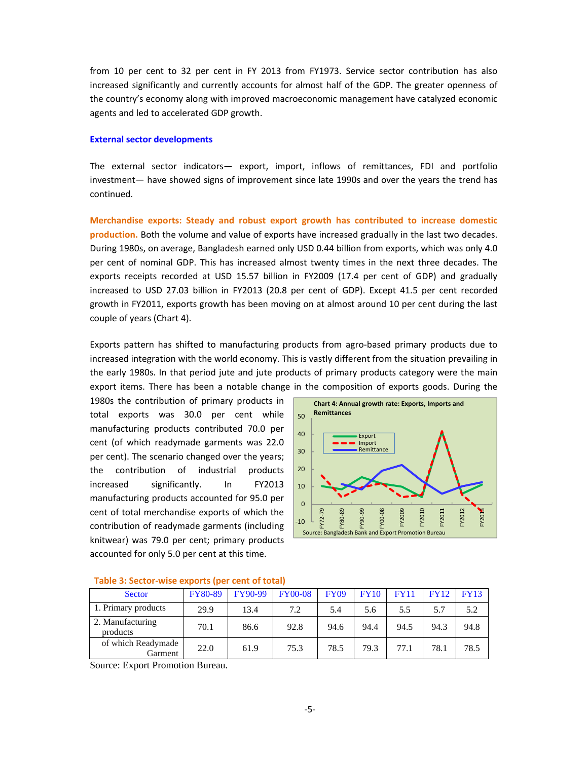from 10 per cent to 32 per cent in FY 2013 from FY1973. Service sector contribution has also increased significantly and currently accounts for almost half of the GDP. The greater openness of the country's economy along with improved macroeconomic management have catalyzed economic agents and led to accelerated GDP growth.

### External sector developments

The external sector indicators— export, import, inflows of remittances, FDI and portfolio investment— have showed signs of improvement since late 1990s and over the years the trend has continued.

**Merchandise exports: Steady and robust export growth has contributed to increase domestic production.** Both the volume and value of exports have increased gradually in the last two decades. During 1980s, on average, Bangladesh earned only USD 0.44 billion from exports, which was only 4.0 per cent of nominal GDP. This has increased almost twenty times in the next three decades. The exports receipts recorded at USD 15.57 billion in FY2009 (17.4 per cent of GDP) and gradually increased to USD 27.03 billion in FY2013 (20.8 per cent of GDP). Except 41.5 per cent recorded growth in FY2011, exports growth has been moving on at almost around 10 per cent during the last couple of years (Chart 4).

Exports pattern has shifted to manufacturing products from agro-based primary products due to increased integration with the world economy. This is vastly different from the situation prevailing in the early 1980s. In that period jute and jute products of primary products category were the main export items. There has been a notable change in the composition of exports goods. During the 1980s the contribution of primary products in total exports was 30.0 per cent while manufacturing products contributed 70.0 per cent (of which readymade garments was 22.0 per cent). The scenario changed over the years; the contribution of industrial products increased significantly. In FY2013 manufacturing products accounted for 95.0 per cent of total merchandise exports of which the contribution of readymade garments (including knitwear) was 79.0 per cent; primary products accounted for only 5.0 per cent at this time.

**Chart 4: Annual growth rate: Exports, Imports and Remittances**

Source: Bangladesh Bank and Export Promotion Bureau

**Table 3: Sector-wise exports (per cent of total)**

| Sector | FY80-89 | FY90-99 | FY00-08 | FY09 | FY10 | FY11 | FY12 | FY13 |
|---|---|---|---|---|---|---|---|---|
| 1. Primary products | 29.9 | 13.4 | 7.2 | 5.4 | 5.6 | 5.5 | 5.7 | 5.2 |
| 2. Manufacturing products | 70.1 | 86.6 | 92.8 | 94.6 | 94.4 | 94.5 | 94.3 | 94.8 |
| of which Readymade Garment | 22.0 | 61.9 | 75.3 | 78.5 | 79.3 | 77.1 | 78.1 | 78.5 |

Source: Export Promotion Bureau.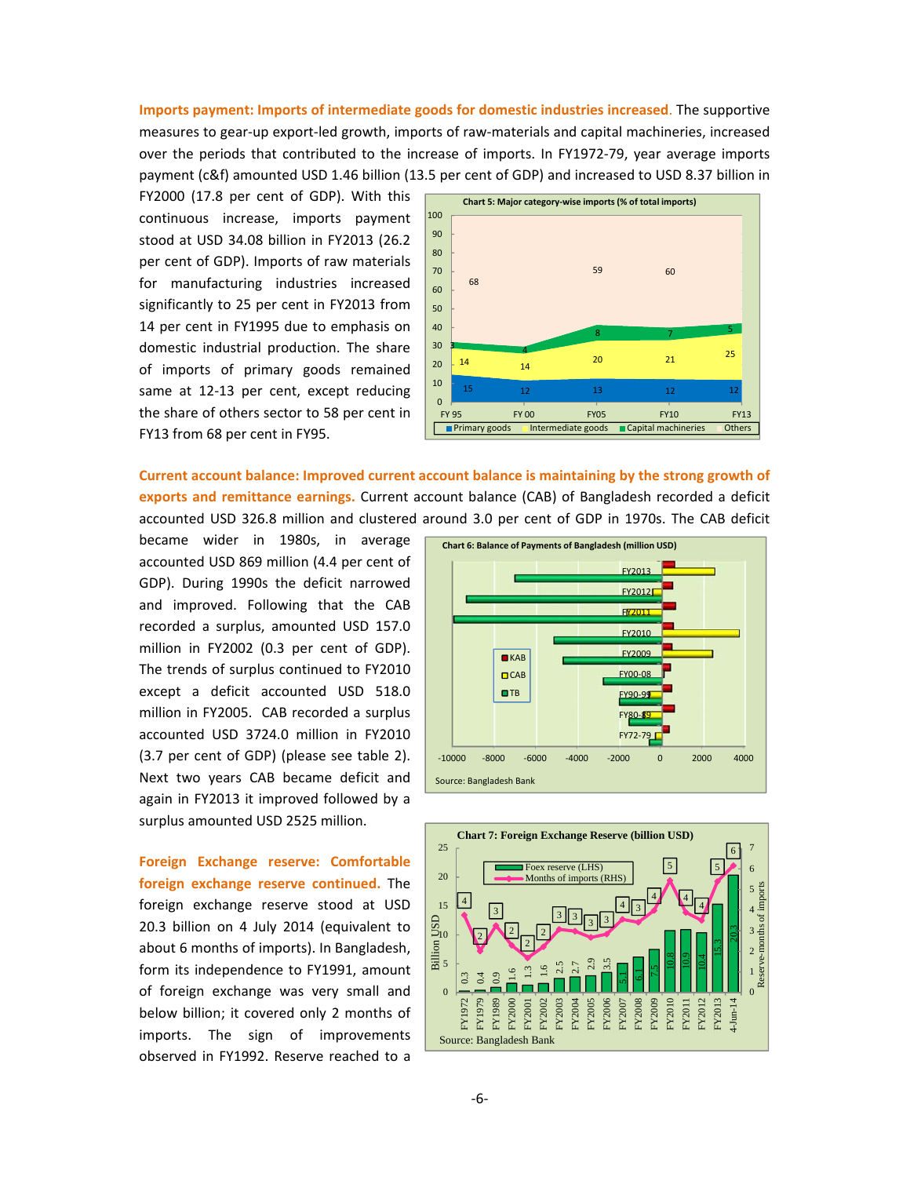**Imports payment: Imports of intermediate goods for domestic industries increased.** The supportive measures to gear-up export-led growth, imports of raw-materials and capital machineries, increased over the periods that contributed to the increase of imports. In FY1972-79, year average imports payment (c&f) amounted USD 1.46 billion (13.5 per cent of GDP) and increased to USD 8.37 billion in FY2000 (17.8 per cent of GDP). With this continuous increase, imports payment stood at USD 34.08 billion in FY2013 (26.2 per cent of GDP). Imports of raw materials for manufacturing industries increased significantly to 25 per cent in FY2013 from 14 per cent in FY1995 due to emphasis on domestic industrial production. The share of imports of primary goods remained same at 12-13 per cent, except reducing the share of others sector to 58 per cent in FY13 from 68 per cent in FY95.

Chart 5: Major category-wise imports (% of total imports)

| | FY 95 | FY 00 | FY05 | FY10 | FY13 |
|---|---|---|---|---|---|
| Primary goods | 15 | 12 | 13 | 12 | 12 |
| Intermediate goods | 14 | 14 | 20 | 21 | 25 |
| Capital machineries | 3 | 4 | 8 | 7 | 5 |
| Others | 68 | | 59 | 60 | |

**Current account balance: Improved current account balance is maintaining by the strong growth of exports and remittance earnings.** Current account balance (CAB) of Bangladesh recorded a deficit accounted USD 326.8 million and clustered around 3.0 per cent of GDP in 1970s. The CAB deficit became wider in 1980s, in average accounted USD 869 million (4.4 per cent of GDP). During 1990s the deficit narrowed and improved. Following that the CAB recorded a surplus, amounted USD 157.0 million in FY2002 (0.3 per cent of GDP). The trends of surplus continued to FY2010 except a deficit accounted USD 518.0 million in FY2005. CAB recorded a surplus accounted USD 3724.0 million in FY2010 (3.7 per cent of GDP) (please see table 2). Next two years CAB became deficit and again in FY2013 it improved followed by a surplus amounted USD 2525 million.

Chart 6: Balance of Payments of Bangladesh (million USD)

Source: Bangladesh Bank

**Foreign Exchange reserve: Comfortable foreign exchange reserve continued.** The foreign exchange reserve stood at USD 20.3 billion on 4 July 2014 (equivalent to about 6 months of imports). In Bangladesh, form its independence to FY1991, amount of foreign exchange was very small and below billion; it covered only 2 months of imports. The sign of improvements observed in FY1992. Reserve reached to a

Chart 7: Foreign Exchange Reserve (billion USD)

| | FY1972 | FY1979 | FY1989 | FY2000 | FY2001 | FY2002 | FY2003 | FY2004 | FY2005 | FY2006 | FY2007 | FY2008 | FY2009 | FY2010 | FY2011 | FY2012 | FY2013 | 4-Jun-14 |
|---|---|---|---|---|---|---|---|---|---|---|---|---|---|---|---|---|---|---|
| Foex reserve (LHS) | 0.3 | 0.4 | 0.9 | 1.6 | 1.3 | 1.6 | 2.5 | 2.7 | 2.9 | 3.5 | 5.1 | 6.1 | 7.5 | 10.8 | 10.9 | 10.4 | 15.3 | 20.3 |
| Months of imports (RHS) | 4 | 2 | 3 | 2 | 2 | 2 | 3 | 3 | 3 | 3 | 4 | 3 | 4 | 5 | 4 | 4 | 5 | 6 |

Source: Bangladesh Bank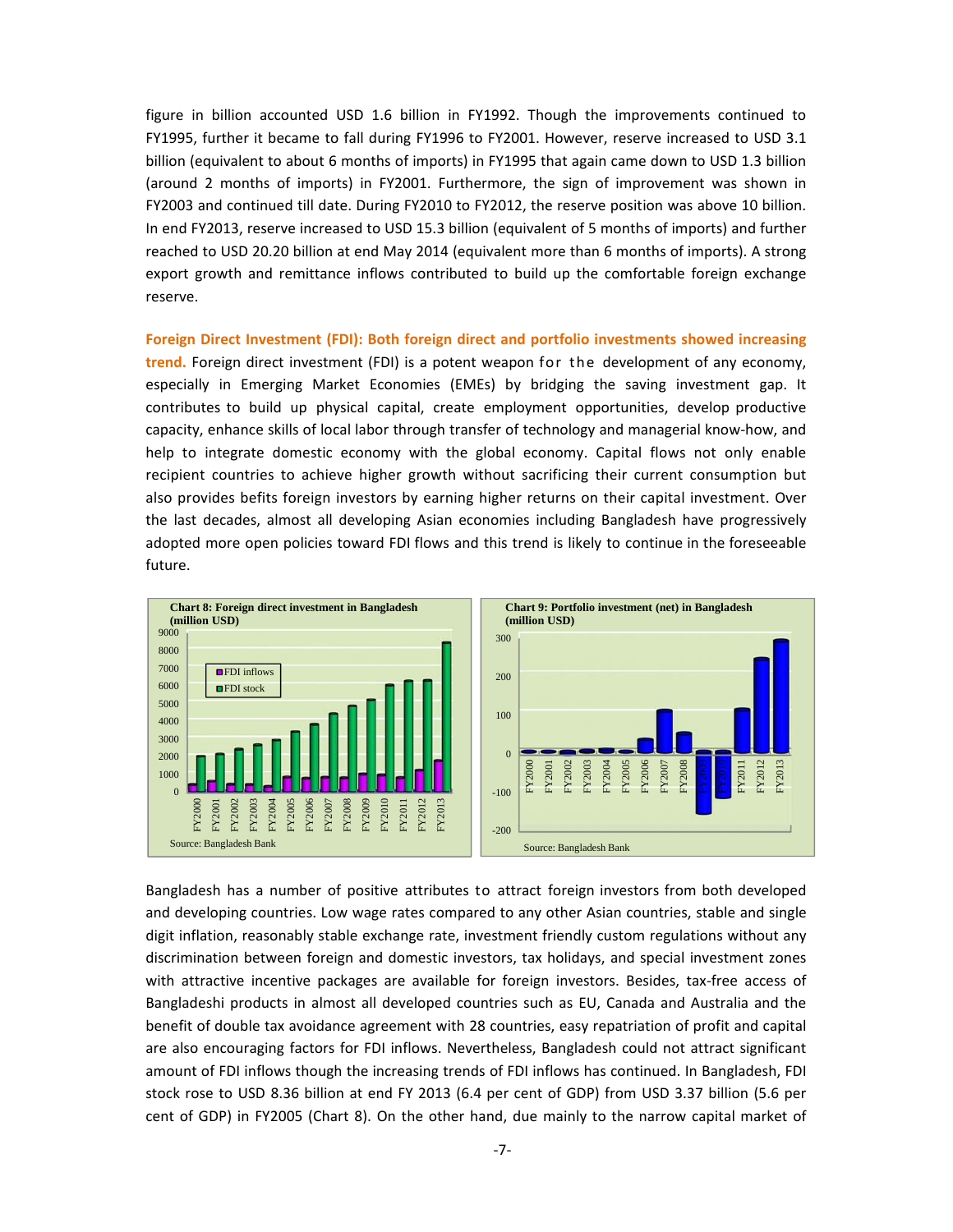figure in billion accounted USD 1.6 billion in FY1992. Though the improvements continued to FY1995, further it became to fall during FY1996 to FY2001. However, reserve increased to USD 3.1 billion (equivalent to about 6 months of imports) in FY1995 that again came down to USD 1.3 billion (around 2 months of imports) in FY2001. Furthermore, the sign of improvement was shown in FY2003 and continued till date. During FY2010 to FY2012, the reserve position was above 10 billion. In end FY2013, reserve increased to USD 15.3 billion (equivalent of 5 months of imports) and further reached to USD 20.20 billion at end May 2014 (equivalent more than 6 months of imports). A strong export growth and remittance inflows contributed to build up the comfortable foreign exchange reserve.

**Foreign Direct Investment (FDI): Both foreign direct and portfolio investments showed increasing trend.** Foreign direct investment (FDI) is a potent weapon for the development of any economy, especially in Emerging Market Economies (EMEs) by bridging the saving investment gap. It contributes to build up physical capital, create employment opportunities, develop productive capacity, enhance skills of local labor through transfer of technology and managerial know-how, and help to integrate domestic economy with the global economy. Capital flows not only enable recipient countries to achieve higher growth without sacrificing their current consumption but also provides befits foreign investors by earning higher returns on their capital investment. Over the last decades, almost all developing Asian economies including Bangladesh have progressively adopted more open policies toward FDI flows and this trend is likely to continue in the foreseeable future.

**Chart 8: Foreign direct investment in Bangladesh (million USD)**

Source: Bangladesh Bank

**Chart 9: Portfolio investment (net) in Bangladesh (million USD)**

Source: Bangladesh Bank

Bangladesh has a number of positive attributes to attract foreign investors from both developed and developing countries. Low wage rates compared to any other Asian countries, stable and single digit inflation, reasonably stable exchange rate, investment friendly custom regulations without any discrimination between foreign and domestic investors, tax holidays, and special investment zones with attractive incentive packages are available for foreign investors. Besides, tax-free access of Bangladeshi products in almost all developed countries such as EU, Canada and Australia and the benefit of double tax avoidance agreement with 28 countries, easy repatriation of profit and capital are also encouraging factors for FDI inflows. Nevertheless, Bangladesh could not attract significant amount of FDI inflows though the increasing trends of FDI inflows has continued. In Bangladesh, FDI stock rose to USD 8.36 billion at end FY 2013 (6.4 per cent of GDP) from USD 3.37 billion (5.6 per cent of GDP) in FY2005 (Chart 8). On the other hand, due mainly to the narrow capital market of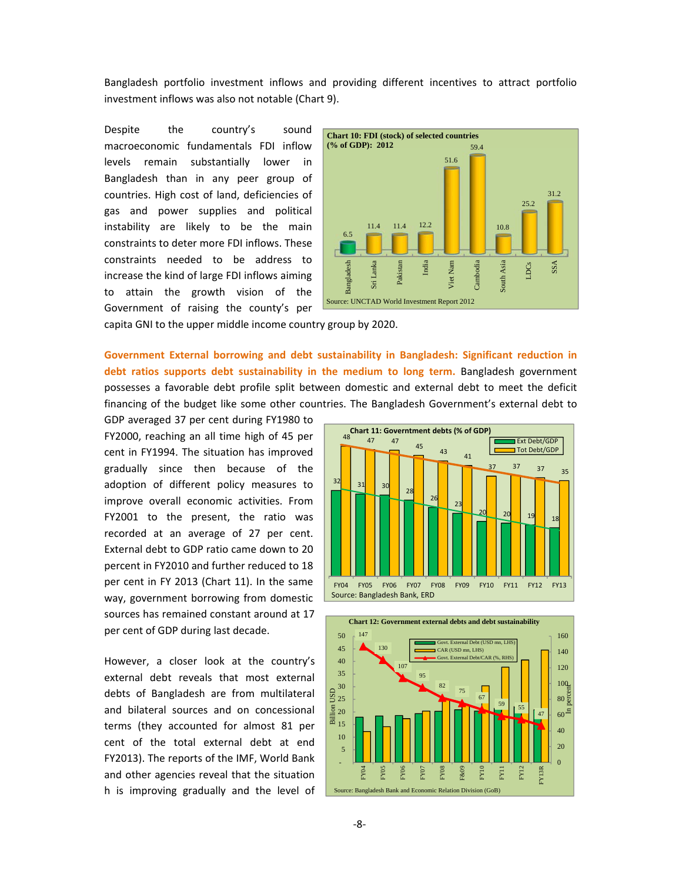Bangladesh portfolio investment inflows and providing different incentives to attract portfolio investment inflows was also not notable (Chart 9).

Despite the country's sound macroeconomic fundamentals FDI inflow levels remain substantially lower in Bangladesh than in any peer group of countries. High cost of land, deficiencies of gas and power supplies and political instability are likely to be the main constraints to deter more FDI inflows. These constraints needed to be address to increase the kind of large FDI inflows aiming to attain the growth vision of the Government of raising the county's per capita GNI to the upper middle income country group by 2020.

**Chart 10: FDI (stock) of selected countries (% of GDP): 2012**

| Country | FDI stock (% of GDP) |
|---|---|
| Bangladesh | 6.5 |
| Sri Lanka | 11.4 |
| Pakistan | 11.4 |
| India | 12.2 |
| Viet Nam | 51.6 |
| Cambodia | 59.4 |
| South Asia | 10.8 |
| LDCs | 25.2 |
| SSA | 31.2 |

Source: UNCTAD World Investment Report 2012

**Government External borrowing and debt sustainability in Bangladesh: Significant reduction in debt ratios supports debt sustainability in the medium to long term.** Bangladesh government possesses a favorable debt profile split between domestic and external debt to meet the deficit financing of the budget like some other countries. The Bangladesh Government's external debt to GDP averaged 37 per cent during FY1980 to FY2000, reaching an all time high of 45 per cent in FY1994. The situation has improved gradually since then because of the adoption of different policy measures to improve overall economic activities. From FY2001 to the present, the ratio was recorded at an average of 27 per cent. External debt to GDP ratio came down to 20 percent in FY2010 and further reduced to 18 per cent in FY 2013 (Chart 11). In the same way, government borrowing from domestic sources has remained constant around at 17 per cent of GDP during last decade.

**Chart 11: Governtment debts (% of GDP)**

| | FY04 | FY05 | FY06 | FY07 | FY08 | FY09 | FY10 | FY11 | FY12 | FY13 |
|---|---|---|---|---|---|---|---|---|---|---|
| Ext Debt/GDP | 32 | 31 | 30 | 28 | 26 | 23 | 20 | 20 | 19 | 18 |
| Tot Debt/GDP | 48 | 47 | 47 | 45 | 43 | 41 | 37 | 37 | 37 | 35 |

Source: Bangladesh Bank, ERD

However, a closer look at the country's external debt reveals that most external debts of Bangladesh are from multilateral and bilateral sources and on concessional terms (they accounted for almost 81 per cent of the total external debt at end FY2013). The reports of the IMF, World Bank and other agencies reveal that the situation h is improving gradually and the level of

**Chart 12: Government external debts and debt sustainability**

| | FY04 | FY05 | FY06 | FY07 | FY08 | F&09 | FY10 | FY11 | FY12 | FY13R |
|---|---|---|---|---|---|---|---|---|---|---|
| Govt. External Debt/CAR (%, RHS) | 147 | 130 | 107 | 95 | 82 | 75 | 67 | 59 | 55 | 47 |

Legend: Govt. External Debt (USD mn, LHS); CAR (USD mn, LHS); Govt. External Debt/CAR (%, RHS)

Source: Bangladesh Bank and Economic Relation Division (GoB)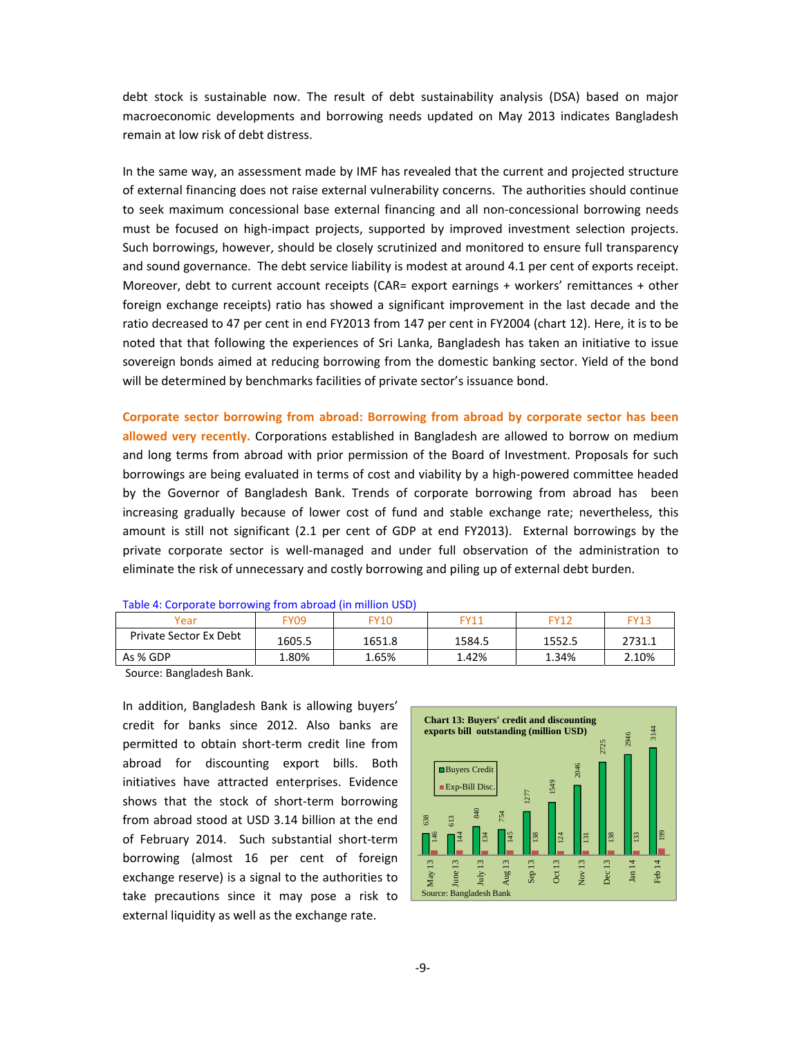debt stock is sustainable now. The result of debt sustainability analysis (DSA) based on major macroeconomic developments and borrowing needs updated on May 2013 indicates Bangladesh remain at low risk of debt distress.

In the same way, an assessment made by IMF has revealed that the current and projected structure of external financing does not raise external vulnerability concerns. The authorities should continue to seek maximum concessional base external financing and all non-concessional borrowing needs must be focused on high-impact projects, supported by improved investment selection projects. Such borrowings, however, should be closely scrutinized and monitored to ensure full transparency and sound governance. The debt service liability is modest at around 4.1 per cent of exports receipt. Moreover, debt to current account receipts (CAR= export earnings + workers' remittances + other foreign exchange receipts) ratio has showed a significant improvement in the last decade and the ratio decreased to 47 per cent in end FY2013 from 147 per cent in FY2004 (chart 12). Here, it is to be noted that that following the experiences of Sri Lanka, Bangladesh has taken an initiative to issue sovereign bonds aimed at reducing borrowing from the domestic banking sector. Yield of the bond will be determined by benchmarks facilities of private sector's issuance bond.

**Corporate sector borrowing from abroad: Borrowing from abroad by corporate sector has been allowed very recently.** Corporations established in Bangladesh are allowed to borrow on medium and long terms from abroad with prior permission of the Board of Investment. Proposals for such borrowings are being evaluated in terms of cost and viability by a high-powered committee headed by the Governor of Bangladesh Bank. Trends of corporate borrowing from abroad has been increasing gradually because of lower cost of fund and stable exchange rate; nevertheless, this amount is still not significant (2.1 per cent of GDP at end FY2013). External borrowings by the private corporate sector is well-managed and under full observation of the administration to eliminate the risk of unnecessary and costly borrowing and piling up of external debt burden.

Table 4: Corporate borrowing from abroad (in million USD)

| Year | FY09 | FY10 | FY11 | FY12 | FY13 |
|---|---|---|---|---|---|
| Private Sector Ex Debt | 1605.5 | 1651.8 | 1584.5 | 1552.5 | 2731.1 |
| As % GDP | 1.80% | 1.65% | 1.42% | 1.34% | 2.10% |

Source: Bangladesh Bank.

In addition, Bangladesh Bank is allowing buyers' credit for banks since 2012. Also banks are permitted to obtain short-term credit line from abroad for discounting export bills. Both initiatives have attracted enterprises. Evidence shows that the stock of short-term borrowing from abroad stood at USD 3.14 billion at the end of February 2014. Such substantial short-term borrowing (almost 16 per cent of foreign exchange reserve) is a signal to the authorities to take precautions since it may pose a risk to external liquidity as well as the exchange rate.

**Chart 13: Buyers' credit and discounting exports bill outstanding (million USD)**

| Month | Buyers Credit | Exp-Bill Disc. |
|---|---|---|
| May 13 | 638 | 146 |
| June 13 | 613 | 144 |
| July 13 | 840 | 134 |
| Aug 13 | 754 | 145 |
| Sep 13 | 1277 | 138 |
| Oct 13 | 1549 | 124 |
| Nov 13 | 2046 | 131 |
| Dec 13 | 2725 | 138 |
| Jan 14 | 2946 | 133 |
| Feb 14 | 3144 | 199 |

Source: Bangladesh Bank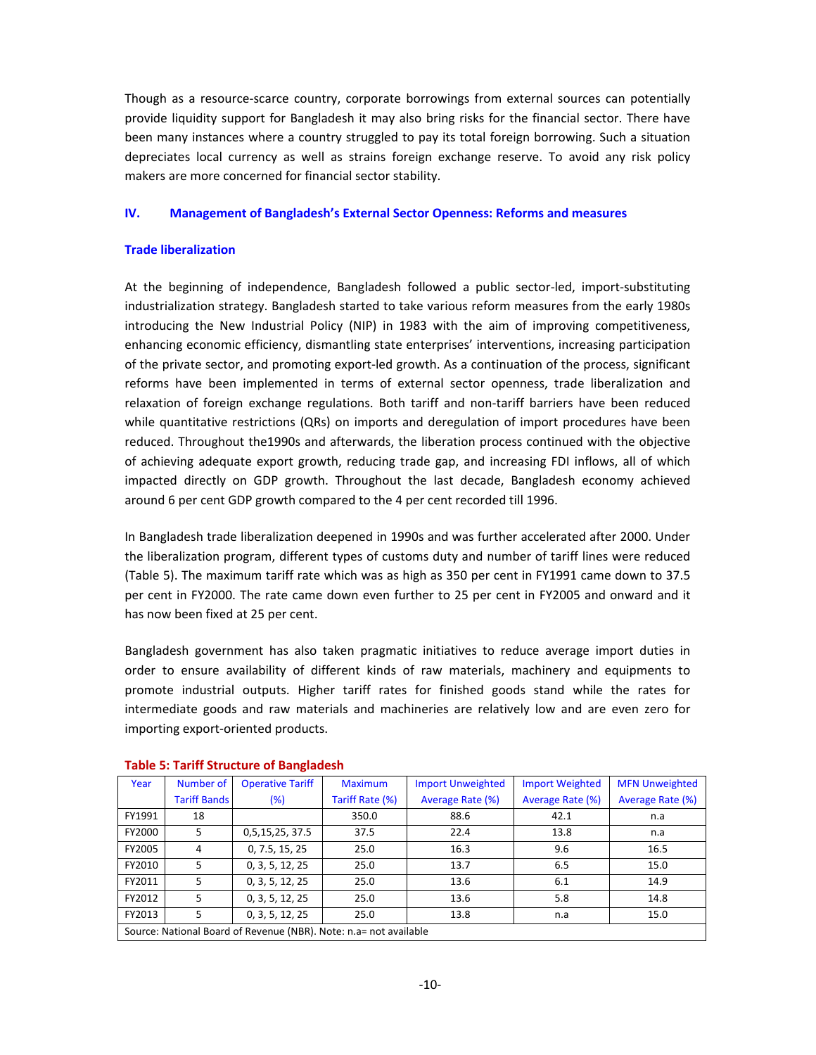Though as a resource-scarce country, corporate borrowings from external sources can potentially provide liquidity support for Bangladesh it may also bring risks for the financial sector. There have been many instances where a country struggled to pay its total foreign borrowing. Such a situation depreciates local currency as well as strains foreign exchange reserve. To avoid any risk policy makers are more concerned for financial sector stability.

## IV. Management of Bangladesh's External Sector Openness: Reforms and measures

### Trade liberalization

At the beginning of independence, Bangladesh followed a public sector-led, import-substituting industrialization strategy. Bangladesh started to take various reform measures from the early 1980s introducing the New Industrial Policy (NIP) in 1983 with the aim of improving competitiveness, enhancing economic efficiency, dismantling state enterprises' interventions, increasing participation of the private sector, and promoting export-led growth. As a continuation of the process, significant reforms have been implemented in terms of external sector openness, trade liberalization and relaxation of foreign exchange regulations. Both tariff and non-tariff barriers have been reduced while quantitative restrictions (QRs) on imports and deregulation of import procedures have been reduced. Throughout the1990s and afterwards, the liberation process continued with the objective of achieving adequate export growth, reducing trade gap, and increasing FDI inflows, all of which impacted directly on GDP growth. Throughout the last decade, Bangladesh economy achieved around 6 per cent GDP growth compared to the 4 per cent recorded till 1996.

In Bangladesh trade liberalization deepened in 1990s and was further accelerated after 2000. Under the liberalization program, different types of customs duty and number of tariff lines were reduced (Table 5). The maximum tariff rate which was as high as 350 per cent in FY1991 came down to 37.5 per cent in FY2000. The rate came down even further to 25 per cent in FY2005 and onward and it has now been fixed at 25 per cent.

Bangladesh government has also taken pragmatic initiatives to reduce average import duties in order to ensure availability of different kinds of raw materials, machinery and equipments to promote industrial outputs. Higher tariff rates for finished goods stand while the rates for intermediate goods and raw materials and machineries are relatively low and are even zero for importing export-oriented products.

**Table 5: Tariff Structure of Bangladesh**

| Year | Number of Tariff Bands | Operative Tariff (%) | Maximum Tariff Rate (%) | Import Unweighted Average Rate (%) | Import Weighted Average Rate (%) | MFN Unweighted Average Rate (%) |
|---|---|---|---|---|---|---|
| FY1991 | 18 | | 350.0 | 88.6 | 42.1 | n.a |
| FY2000 | 5 | 0,5,15,25, 37.5 | 37.5 | 22.4 | 13.8 | n.a |
| FY2005 | 4 | 0, 7.5, 15, 25 | 25.0 | 16.3 | 9.6 | 16.5 |
| FY2010 | 5 | 0, 3, 5, 12, 25 | 25.0 | 13.7 | 6.5 | 15.0 |
| FY2011 | 5 | 0, 3, 5, 12, 25 | 25.0 | 13.6 | 6.1 | 14.9 |
| FY2012 | 5 | 0, 3, 5, 12, 25 | 25.0 | 13.6 | 5.8 | 14.8 |
| FY2013 | 5 | 0, 3, 5, 12, 25 | 25.0 | 13.8 | n.a | 15.0 |

Source: National Board of Revenue (NBR). Note: n.a= not available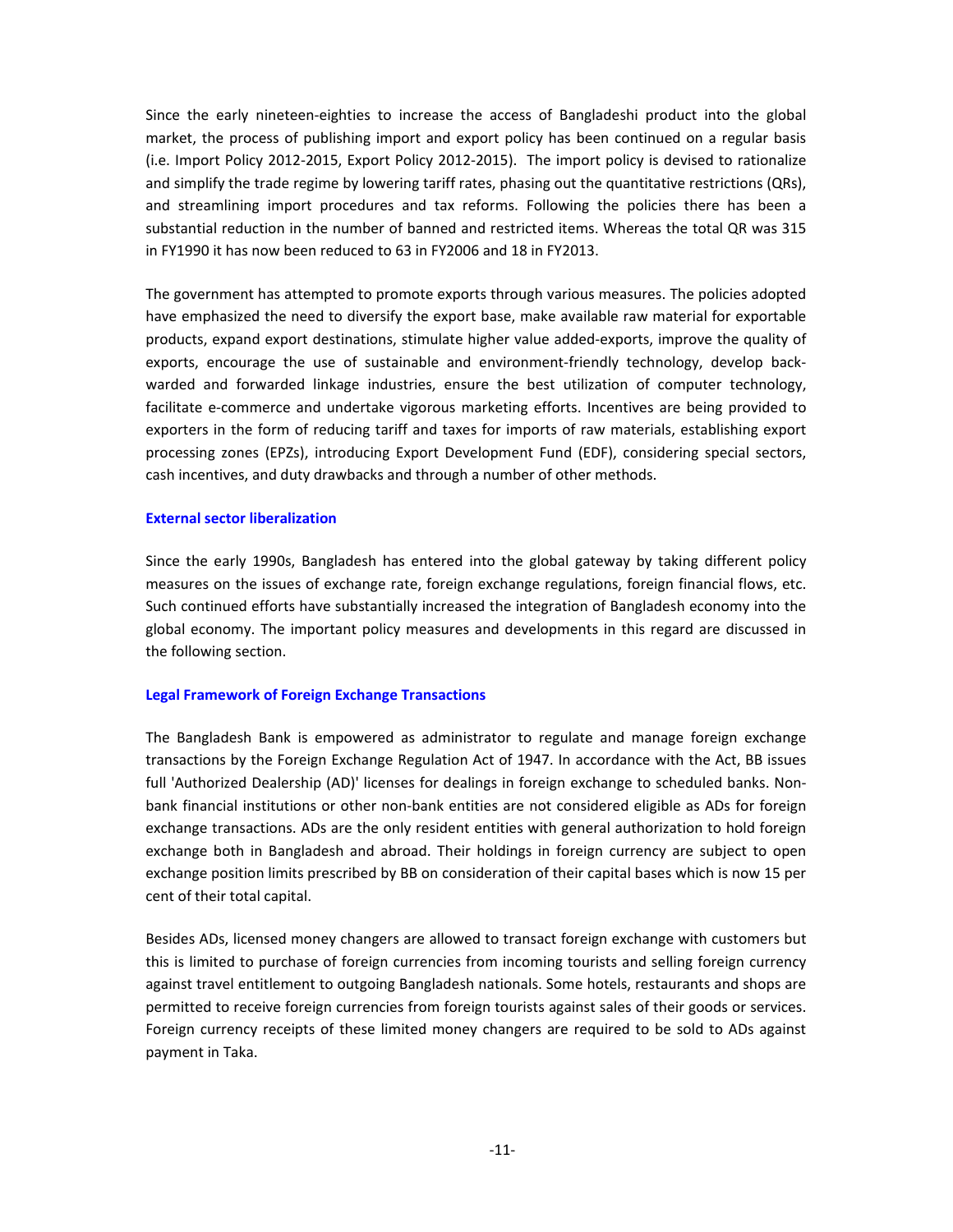Since the early nineteen-eighties to increase the access of Bangladeshi product into the global market, the process of publishing import and export policy has been continued on a regular basis (i.e. Import Policy 2012-2015, Export Policy 2012-2015). The import policy is devised to rationalize and simplify the trade regime by lowering tariff rates, phasing out the quantitative restrictions (QRs), and streamlining import procedures and tax reforms. Following the policies there has been a substantial reduction in the number of banned and restricted items. Whereas the total QR was 315 in FY1990 it has now been reduced to 63 in FY2006 and 18 in FY2013.

The government has attempted to promote exports through various measures. The policies adopted have emphasized the need to diversify the export base, make available raw material for exportable products, expand export destinations, stimulate higher value added-exports, improve the quality of exports, encourage the use of sustainable and environment-friendly technology, develop back-warded and forwarded linkage industries, ensure the best utilization of computer technology, facilitate e-commerce and undertake vigorous marketing efforts. Incentives are being provided to exporters in the form of reducing tariff and taxes for imports of raw materials, establishing export processing zones (EPZs), introducing Export Development Fund (EDF), considering special sectors, cash incentives, and duty drawbacks and through a number of other methods.

### External sector liberalization

Since the early 1990s, Bangladesh has entered into the global gateway by taking different policy measures on the issues of exchange rate, foreign exchange regulations, foreign financial flows, etc. Such continued efforts have substantially increased the integration of Bangladesh economy into the global economy. The important policy measures and developments in this regard are discussed in the following section.

### Legal Framework of Foreign Exchange Transactions

The Bangladesh Bank is empowered as administrator to regulate and manage foreign exchange transactions by the Foreign Exchange Regulation Act of 1947. In accordance with the Act, BB issues full 'Authorized Dealership (AD)' licenses for dealings in foreign exchange to scheduled banks. Non-bank financial institutions or other non-bank entities are not considered eligible as ADs for foreign exchange transactions. ADs are the only resident entities with general authorization to hold foreign exchange both in Bangladesh and abroad. Their holdings in foreign currency are subject to open exchange position limits prescribed by BB on consideration of their capital bases which is now 15 per cent of their total capital.

Besides ADs, licensed money changers are allowed to transact foreign exchange with customers but this is limited to purchase of foreign currencies from incoming tourists and selling foreign currency against travel entitlement to outgoing Bangladesh nationals. Some hotels, restaurants and shops are permitted to receive foreign currencies from foreign tourists against sales of their goods or services. Foreign currency receipts of these limited money changers are required to be sold to ADs against payment in Taka.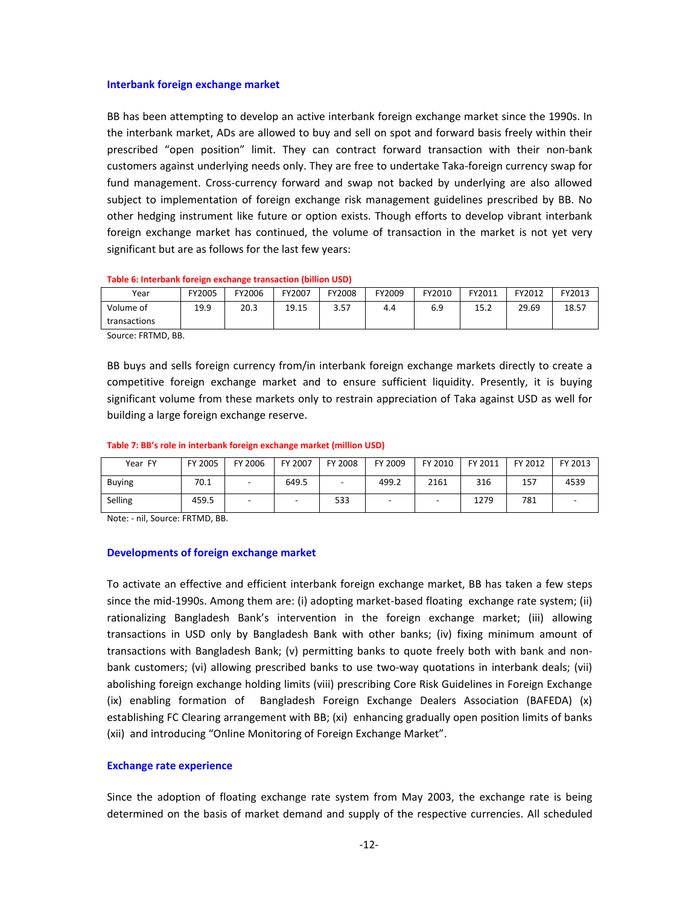### Interbank foreign exchange market

BB has been attempting to develop an active interbank foreign exchange market since the 1990s. In the interbank market, ADs are allowed to buy and sell on spot and forward basis freely within their prescribed "open position" limit. They can contract forward transaction with their non-bank customers against underlying needs only. They are free to undertake Taka-foreign currency swap for fund management. Cross-currency forward and swap not backed by underlying are also allowed subject to implementation of foreign exchange risk management guidelines prescribed by BB. No other hedging instrument like future or option exists. Though efforts to develop vibrant interbank foreign exchange market has continued, the volume of transaction in the market is not yet very significant but are as follows for the last few years:

**Table 6: Interbank foreign exchange transaction (billion USD)**

| Year | FY2005 | FY2006 | FY2007 | FY2008 | FY2009 | FY2010 | FY2011 | FY2012 | FY2013 |
|---|---|---|---|---|---|---|---|---|---|
| Volume of transactions | 19.9 | 20.3 | 19.15 | 3.57 | 4.4 | 6.9 | 15.2 | 29.69 | 18.57 |

Source: FRTMD, BB.

BB buys and sells foreign currency from/in interbank foreign exchange markets directly to create a competitive foreign exchange market and to ensure sufficient liquidity. Presently, it is buying significant volume from these markets only to restrain appreciation of Taka against USD as well for building a large foreign exchange reserve.

**Table 7: BB's role in interbank foreign exchange market (million USD)**

| Year FY | FY 2005 | FY 2006 | FY 2007 | FY 2008 | FY 2009 | FY 2010 | FY 2011 | FY 2012 | FY 2013 |
|---|---|---|---|---|---|---|---|---|---|
| Buying | 70.1 | - | 649.5 | - | 499.2 | 2161 | 316 | 157 | 4539 |
| Selling | 459.5 | - | - | 533 | - | - | 1279 | 781 | - |

Note: - nil, Source: FRTMD, BB.

### Developments of foreign exchange market

To activate an effective and efficient interbank foreign exchange market, BB has taken a few steps since the mid-1990s. Among them are: (i) adopting market-based floating exchange rate system; (ii) rationalizing Bangladesh Bank's intervention in the foreign exchange market; (iii) allowing transactions in USD only by Bangladesh Bank with other banks; (iv) fixing minimum amount of transactions with Bangladesh Bank; (v) permitting banks to quote freely both with bank and non-bank customers; (vi) allowing prescribed banks to use two-way quotations in interbank deals; (vii) abolishing foreign exchange holding limits (viii) prescribing Core Risk Guidelines in Foreign Exchange (ix) enabling formation of Bangladesh Foreign Exchange Dealers Association (BAFEDA) (x) establishing FC Clearing arrangement with BB; (xi) enhancing gradually open position limits of banks (xii) and introducing "Online Monitoring of Foreign Exchange Market".

### Exchange rate experience

Since the adoption of floating exchange rate system from May 2003, the exchange rate is being determined on the basis of market demand and supply of the respective currencies. All scheduled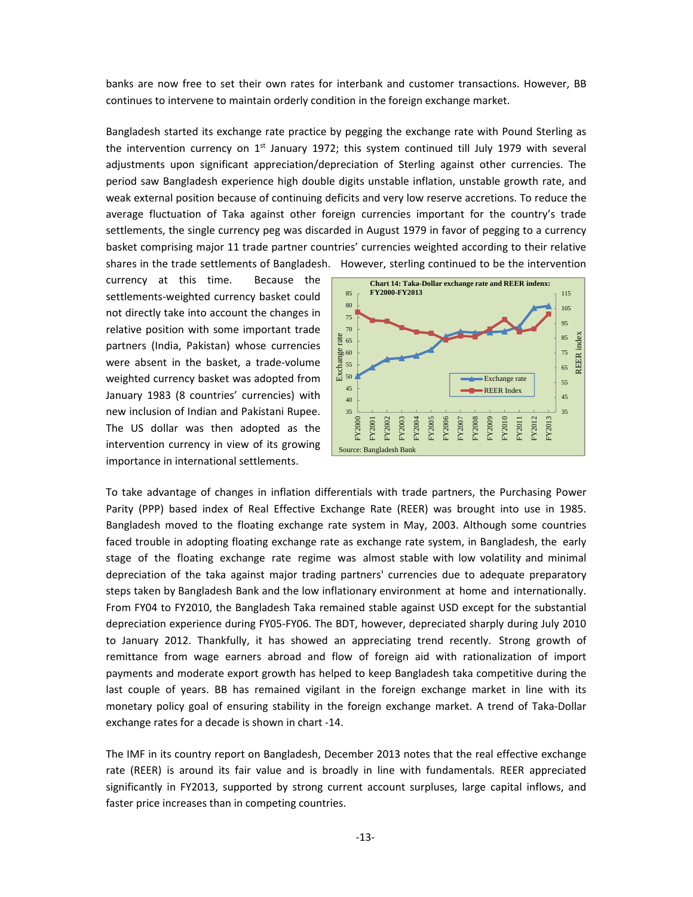banks are now free to set their own rates for interbank and customer transactions. However, BB continues to intervene to maintain orderly condition in the foreign exchange market.

Bangladesh started its exchange rate practice by pegging the exchange rate with Pound Sterling as the intervention currency on 1st January 1972; this system continued till July 1979 with several adjustments upon significant appreciation/depreciation of Sterling against other currencies. The period saw Bangladesh experience high double digits unstable inflation, unstable growth rate, and weak external position because of continuing deficits and very low reserve accretions. To reduce the average fluctuation of Taka against other foreign currencies important for the country's trade settlements, the single currency peg was discarded in August 1979 in favor of pegging to a currency basket comprising major 11 trade partner countries' currencies weighted according to their relative shares in the trade settlements of Bangladesh. However, sterling continued to be the intervention currency at this time. Because the settlements-weighted currency basket could not directly take into account the changes in relative position with some important trade partners (India, Pakistan) whose currencies were absent in the basket, a trade-volume weighted currency basket was adopted from January 1983 (8 countries' currencies) with new inclusion of Indian and Pakistani Rupee. The US dollar was then adopted as the intervention currency in view of its growing importance in international settlements.

**Chart 14: Taka-Dollar exchange rate and REER indenx: FY2000-FY2013**

Source: Bangladesh Bank

To take advantage of changes in inflation differentials with trade partners, the Purchasing Power Parity (PPP) based index of Real Effective Exchange Rate (REER) was brought into use in 1985. Bangladesh moved to the floating exchange rate system in May, 2003. Although some countries faced trouble in adopting floating exchange rate as exchange rate system, in Bangladesh, the early stage of the floating exchange rate regime was almost stable with low volatility and minimal depreciation of the taka against major trading partners' currencies due to adequate preparatory steps taken by Bangladesh Bank and the low inflationary environment at home and internationally. From FY04 to FY2010, the Bangladesh Taka remained stable against USD except for the substantial depreciation experience during FY05-FY06. The BDT, however, depreciated sharply during July 2010 to January 2012. Thankfully, it has showed an appreciating trend recently. Strong growth of remittance from wage earners abroad and flow of foreign aid with rationalization of import payments and moderate export growth has helped to keep Bangladesh taka competitive during the last couple of years. BB has remained vigilant in the foreign exchange market in line with its monetary policy goal of ensuring stability in the foreign exchange market. A trend of Taka-Dollar exchange rates for a decade is shown in chart -14.

The IMF in its country report on Bangladesh, December 2013 notes that the real effective exchange rate (REER) is around its fair value and is broadly in line with fundamentals. REER appreciated significantly in FY2013, supported by strong current account surpluses, large capital inflows, and faster price increases than in competing countries.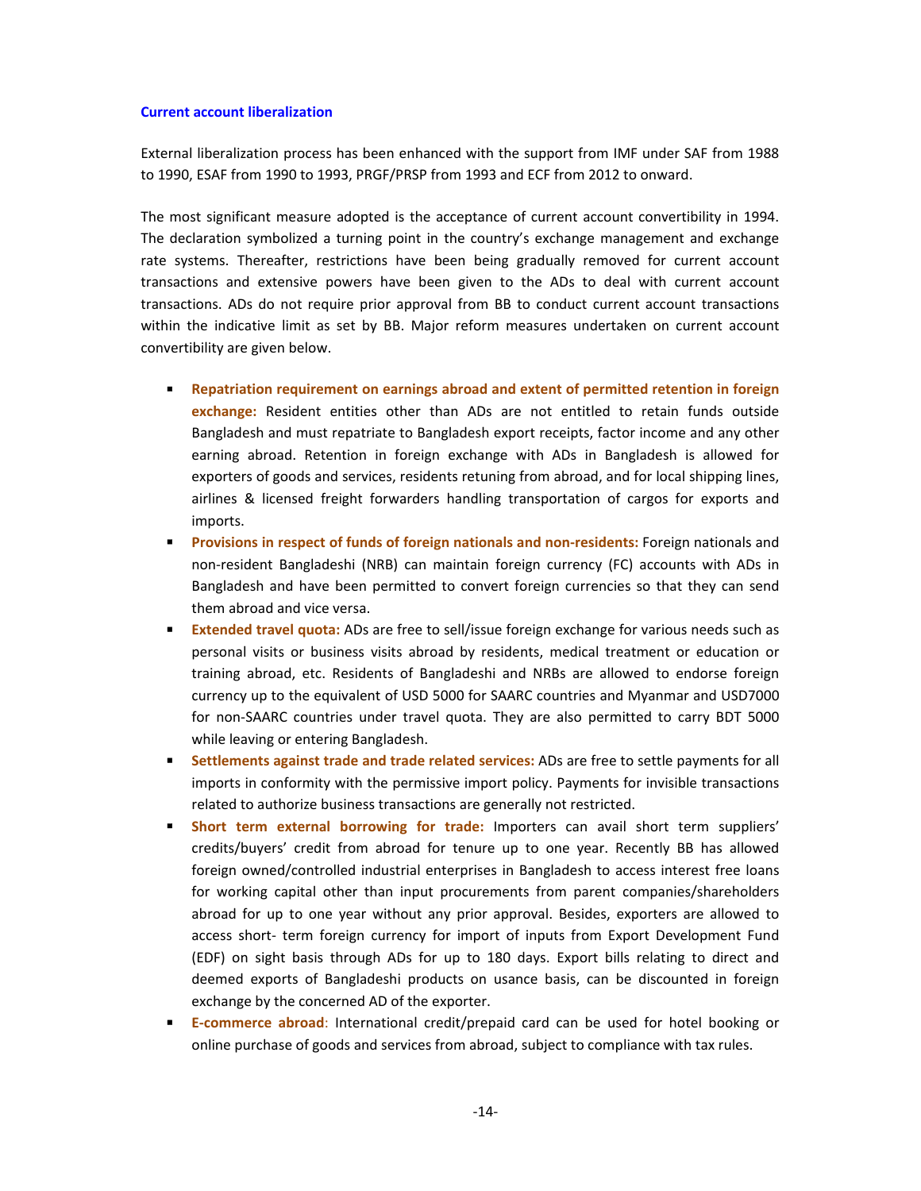### Current account liberalization

External liberalization process has been enhanced with the support from IMF under SAF from 1988 to 1990, ESAF from 1990 to 1993, PRGF/PRSP from 1993 and ECF from 2012 to onward.

The most significant measure adopted is the acceptance of current account convertibility in 1994. The declaration symbolized a turning point in the country's exchange management and exchange rate systems. Thereafter, restrictions have been being gradually removed for current account transactions and extensive powers have been given to the ADs to deal with current account transactions. ADs do not require prior approval from BB to conduct current account transactions within the indicative limit as set by BB. Major reform measures undertaken on current account convertibility are given below.

- **Repatriation requirement on earnings abroad and extent of permitted retention in foreign exchange:** Resident entities other than ADs are not entitled to retain funds outside Bangladesh and must repatriate to Bangladesh export receipts, factor income and any other earning abroad. Retention in foreign exchange with ADs in Bangladesh is allowed for exporters of goods and services, residents retuning from abroad, and for local shipping lines, airlines & licensed freight forwarders handling transportation of cargos for exports and imports.
- **Provisions in respect of funds of foreign nationals and non-residents:** Foreign nationals and non-resident Bangladeshi (NRB) can maintain foreign currency (FC) accounts with ADs in Bangladesh and have been permitted to convert foreign currencies so that they can send them abroad and vice versa.
- **Extended travel quota:** ADs are free to sell/issue foreign exchange for various needs such as personal visits or business visits abroad by residents, medical treatment or education or training abroad, etc. Residents of Bangladeshi and NRBs are allowed to endorse foreign currency up to the equivalent of USD 5000 for SAARC countries and Myanmar and USD7000 for non-SAARC countries under travel quota. They are also permitted to carry BDT 5000 while leaving or entering Bangladesh.
- **Settlements against trade and trade related services:** ADs are free to settle payments for all imports in conformity with the permissive import policy. Payments for invisible transactions related to authorize business transactions are generally not restricted.
- **Short term external borrowing for trade:** Importers can avail short term suppliers' credits/buyers' credit from abroad for tenure up to one year. Recently BB has allowed foreign owned/controlled industrial enterprises in Bangladesh to access interest free loans for working capital other than input procurements from parent companies/shareholders abroad for up to one year without any prior approval. Besides, exporters are allowed to access short- term foreign currency for import of inputs from Export Development Fund (EDF) on sight basis through ADs for up to 180 days. Export bills relating to direct and deemed exports of Bangladeshi products on usance basis, can be discounted in foreign exchange by the concerned AD of the exporter.
- **E-commerce abroad**: International credit/prepaid card can be used for hotel booking or online purchase of goods and services from abroad, subject to compliance with tax rules.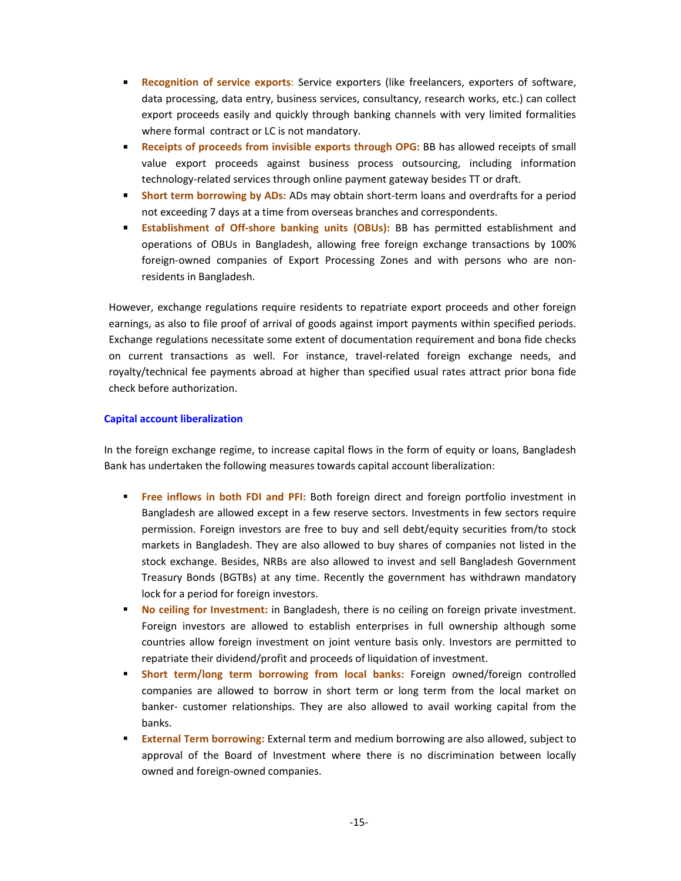- **Recognition of service exports**: Service exporters (like freelancers, exporters of software, data processing, data entry, business services, consultancy, research works, etc.) can collect export proceeds easily and quickly through banking channels with very limited formalities where formal contract or LC is not mandatory.
- **Receipts of proceeds from invisible exports through OPG:** BB has allowed receipts of small value export proceeds against business process outsourcing, including information technology-related services through online payment gateway besides TT or draft.
- **Short term borrowing by ADs:** ADs may obtain short-term loans and overdrafts for a period not exceeding 7 days at a time from overseas branches and correspondents.
- **Establishment of Off-shore banking units (OBUs):** BB has permitted establishment and operations of OBUs in Bangladesh, allowing free foreign exchange transactions by 100% foreign-owned companies of Export Processing Zones and with persons who are non-residents in Bangladesh.

However, exchange regulations require residents to repatriate export proceeds and other foreign earnings, as also to file proof of arrival of goods against import payments within specified periods. Exchange regulations necessitate some extent of documentation requirement and bona fide checks on current transactions as well. For instance, travel-related foreign exchange needs, and royalty/technical fee payments abroad at higher than specified usual rates attract prior bona fide check before authorization.

### Capital account liberalization

In the foreign exchange regime, to increase capital flows in the form of equity or loans, Bangladesh Bank has undertaken the following measures towards capital account liberalization:

- **Free inflows in both FDI and PFI:** Both foreign direct and foreign portfolio investment in Bangladesh are allowed except in a few reserve sectors. Investments in few sectors require permission. Foreign investors are free to buy and sell debt/equity securities from/to stock markets in Bangladesh. They are also allowed to buy shares of companies not listed in the stock exchange. Besides, NRBs are also allowed to invest and sell Bangladesh Government Treasury Bonds (BGTBs) at any time. Recently the government has withdrawn mandatory lock for a period for foreign investors.
- **No ceiling for Investment:** in Bangladesh, there is no ceiling on foreign private investment. Foreign investors are allowed to establish enterprises in full ownership although some countries allow foreign investment on joint venture basis only. Investors are permitted to repatriate their dividend/profit and proceeds of liquidation of investment.
- **Short term/long term borrowing from local banks:** Foreign owned/foreign controlled companies are allowed to borrow in short term or long term from the local market on banker- customer relationships. They are also allowed to avail working capital from the banks.
- **External Term borrowing:** External term and medium borrowing are also allowed, subject to approval of the Board of Investment where there is no discrimination between locally owned and foreign-owned companies.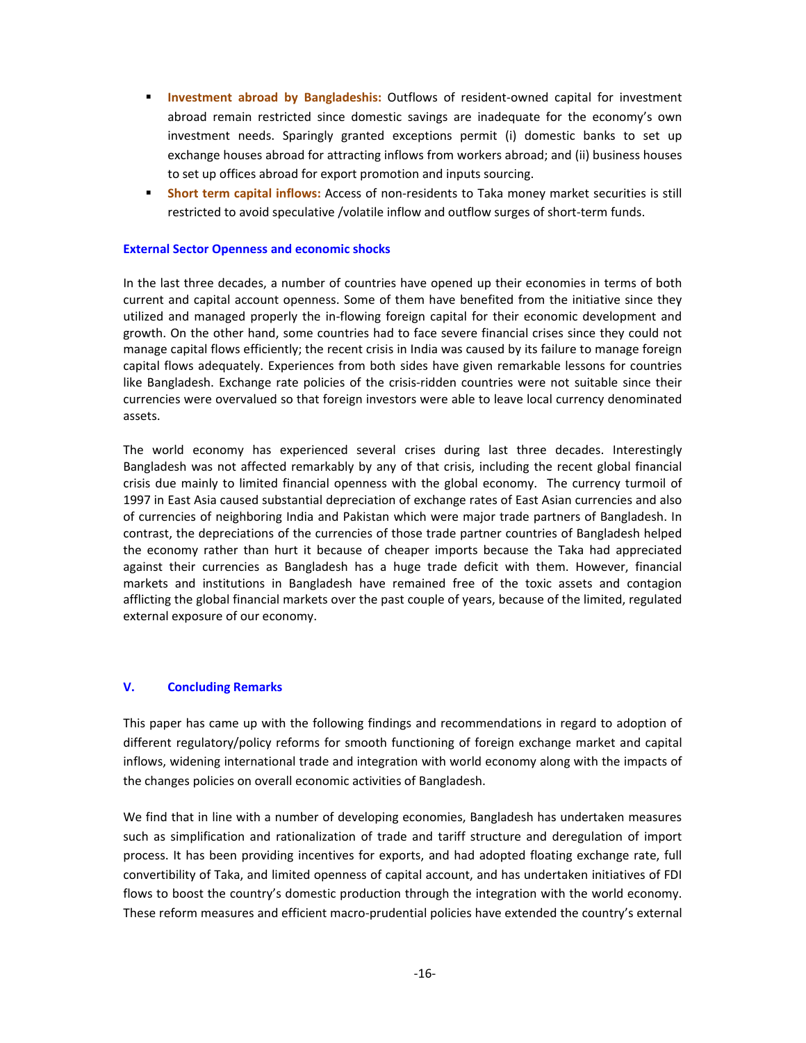- **Investment abroad by Bangladeshis:** Outflows of resident-owned capital for investment abroad remain restricted since domestic savings are inadequate for the economy's own investment needs. Sparingly granted exceptions permit (i) domestic banks to set up exchange houses abroad for attracting inflows from workers abroad; and (ii) business houses to set up offices abroad for export promotion and inputs sourcing.
- **Short term capital inflows:** Access of non-residents to Taka money market securities is still restricted to avoid speculative /volatile inflow and outflow surges of short-term funds.

### External Sector Openness and economic shocks

In the last three decades, a number of countries have opened up their economies in terms of both current and capital account openness. Some of them have benefited from the initiative since they utilized and managed properly the in-flowing foreign capital for their economic development and growth. On the other hand, some countries had to face severe financial crises since they could not manage capital flows efficiently; the recent crisis in India was caused by its failure to manage foreign capital flows adequately. Experiences from both sides have given remarkable lessons for countries like Bangladesh. Exchange rate policies of the crisis-ridden countries were not suitable since their currencies were overvalued so that foreign investors were able to leave local currency denominated assets.

The world economy has experienced several crises during last three decades. Interestingly Bangladesh was not affected remarkably by any of that crisis, including the recent global financial crisis due mainly to limited financial openness with the global economy. The currency turmoil of 1997 in East Asia caused substantial depreciation of exchange rates of East Asian currencies and also of currencies of neighboring India and Pakistan which were major trade partners of Bangladesh. In contrast, the depreciations of the currencies of those trade partner countries of Bangladesh helped the economy rather than hurt it because of cheaper imports because the Taka had appreciated against their currencies as Bangladesh has a huge trade deficit with them. However, financial markets and institutions in Bangladesh have remained free of the toxic assets and contagion afflicting the global financial markets over the past couple of years, because of the limited, regulated external exposure of our economy.

## V. Concluding Remarks

This paper has came up with the following findings and recommendations in regard to adoption of different regulatory/policy reforms for smooth functioning of foreign exchange market and capital inflows, widening international trade and integration with world economy along with the impacts of the changes policies on overall economic activities of Bangladesh.

We find that in line with a number of developing economies, Bangladesh has undertaken measures such as simplification and rationalization of trade and tariff structure and deregulation of import process. It has been providing incentives for exports, and had adopted floating exchange rate, full convertibility of Taka, and limited openness of capital account, and has undertaken initiatives of FDI flows to boost the country's domestic production through the integration with the world economy. These reform measures and efficient macro-prudential policies have extended the country's external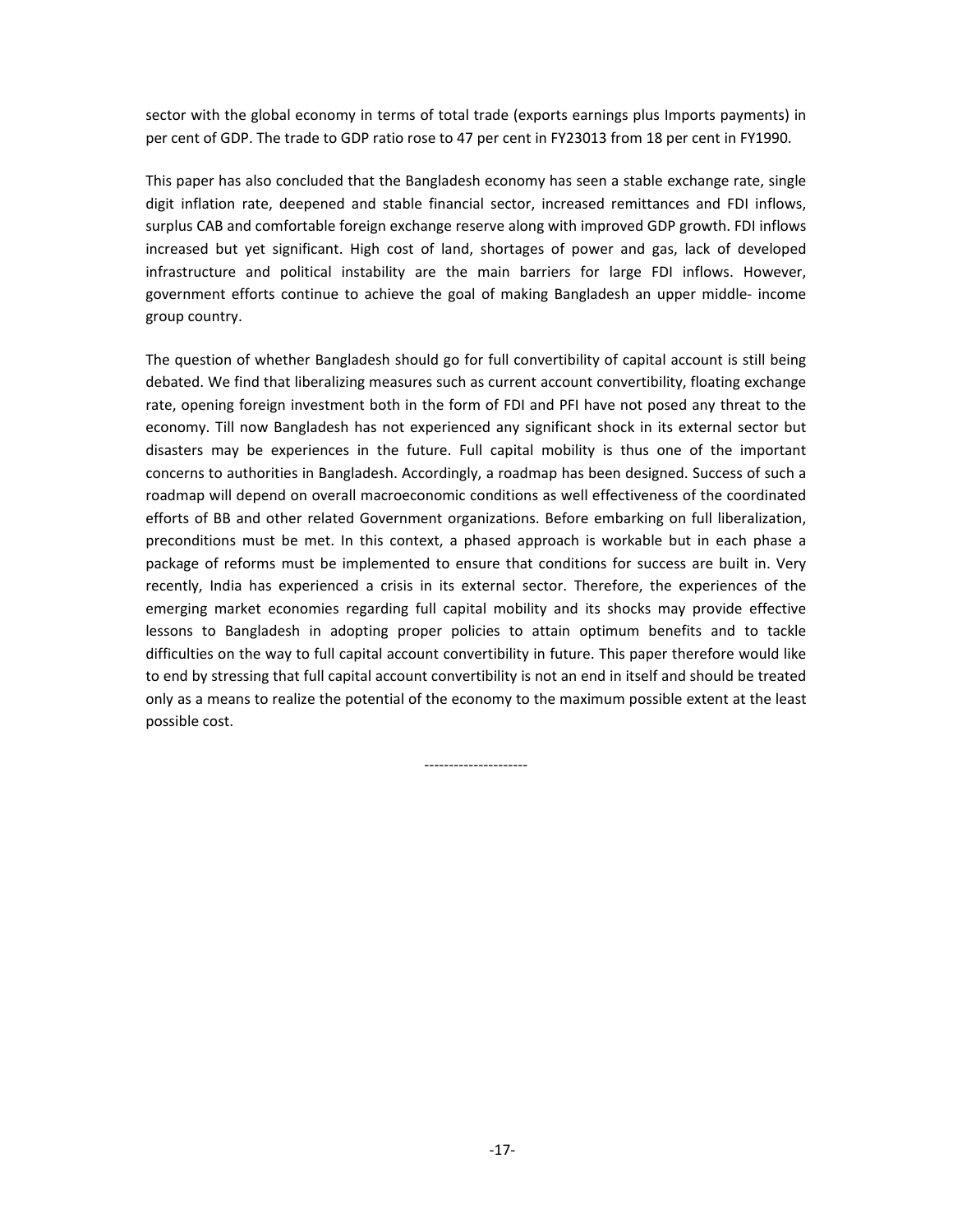sector with the global economy in terms of total trade (exports earnings plus Imports payments) in per cent of GDP. The trade to GDP ratio rose to 47 per cent in FY23013 from 18 per cent in FY1990.

This paper has also concluded that the Bangladesh economy has seen a stable exchange rate, single digit inflation rate, deepened and stable financial sector, increased remittances and FDI inflows, surplus CAB and comfortable foreign exchange reserve along with improved GDP growth. FDI inflows increased but yet significant. High cost of land, shortages of power and gas, lack of developed infrastructure and political instability are the main barriers for large FDI inflows. However, government efforts continue to achieve the goal of making Bangladesh an upper middle- income group country.

The question of whether Bangladesh should go for full convertibility of capital account is still being debated. We find that liberalizing measures such as current account convertibility, floating exchange rate, opening foreign investment both in the form of FDI and PFI have not posed any threat to the economy. Till now Bangladesh has not experienced any significant shock in its external sector but disasters may be experiences in the future. Full capital mobility is thus one of the important concerns to authorities in Bangladesh. Accordingly, a roadmap has been designed. Success of such a roadmap will depend on overall macroeconomic conditions as well effectiveness of the coordinated efforts of BB and other related Government organizations. Before embarking on full liberalization, preconditions must be met. In this context, a phased approach is workable but in each phase a package of reforms must be implemented to ensure that conditions for success are built in. Very recently, India has experienced a crisis in its external sector. Therefore, the experiences of the emerging market economies regarding full capital mobility and its shocks may provide effective lessons to Bangladesh in adopting proper policies to attain optimum benefits and to tackle difficulties on the way to full capital account convertibility in future. This paper therefore would like to end by stressing that full capital account convertibility is not an end in itself and should be treated only as a means to realize the potential of the economy to the maximum possible extent at the least possible cost.

---------------------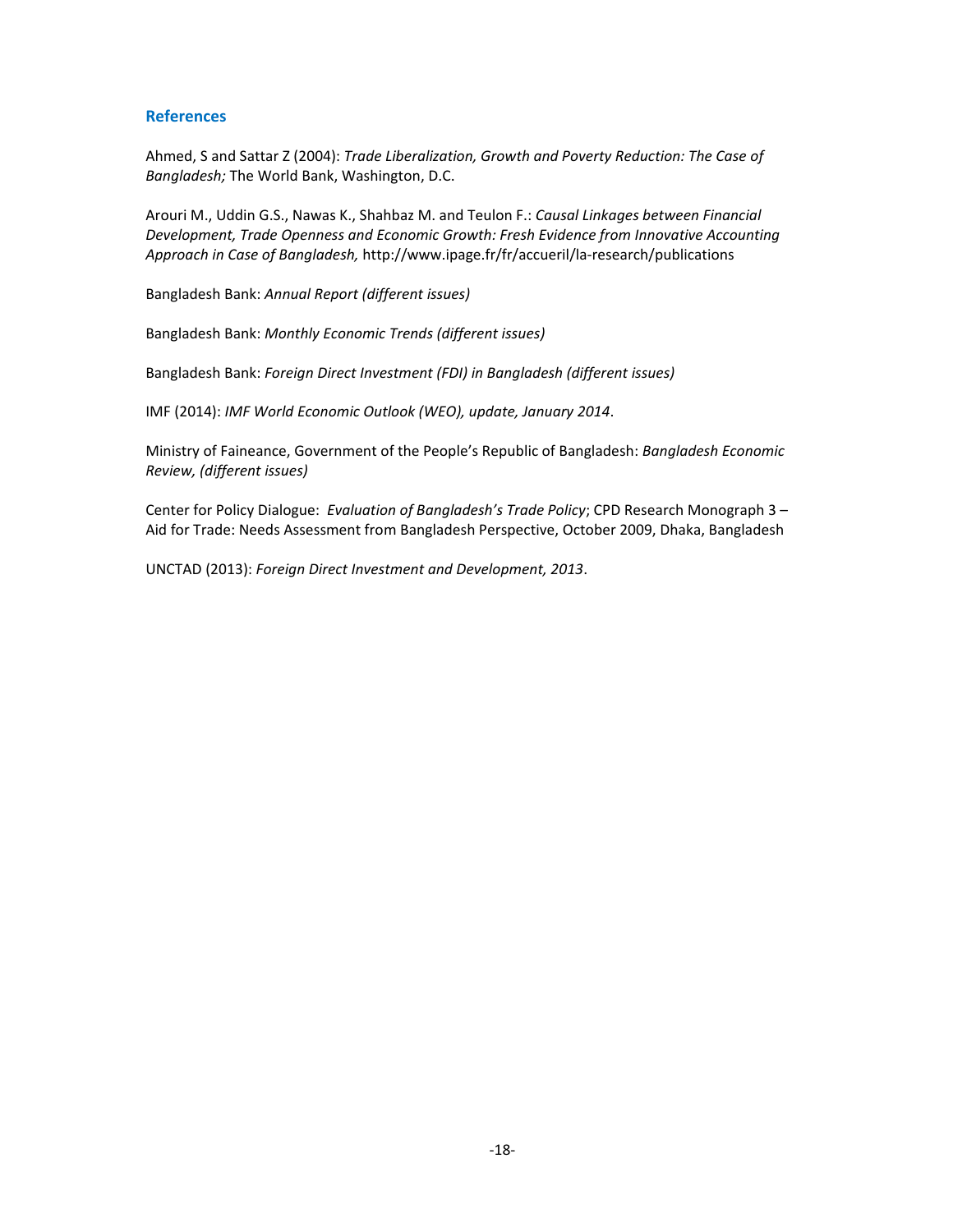## References

Ahmed, S and Sattar Z (2004): *Trade Liberalization, Growth and Poverty Reduction: The Case of Bangladesh;* The World Bank, Washington, D.C.

Arouri M., Uddin G.S., Nawas K., Shahbaz M. and Teulon F.: *Causal Linkages between Financial Development, Trade Openness and Economic Growth: Fresh Evidence from Innovative Accounting Approach in Case of Bangladesh,* http://www.ipage.fr/fr/accueril/la-research/publications

Bangladesh Bank: *Annual Report (different issues)*

Bangladesh Bank: *Monthly Economic Trends (different issues)*

Bangladesh Bank: *Foreign Direct Investment (FDI) in Bangladesh (different issues)*

IMF (2014): *IMF World Economic Outlook (WEO), update, January 2014*.

Ministry of Faineance, Government of the People's Republic of Bangladesh: *Bangladesh Economic Review, (different issues)*

Center for Policy Dialogue: *Evaluation of Bangladesh's Trade Policy*; CPD Research Monograph 3 – Aid for Trade: Needs Assessment from Bangladesh Perspective, October 2009, Dhaka, Bangladesh

UNCTAD (2013): *Foreign Direct Investment and Development, 2013*.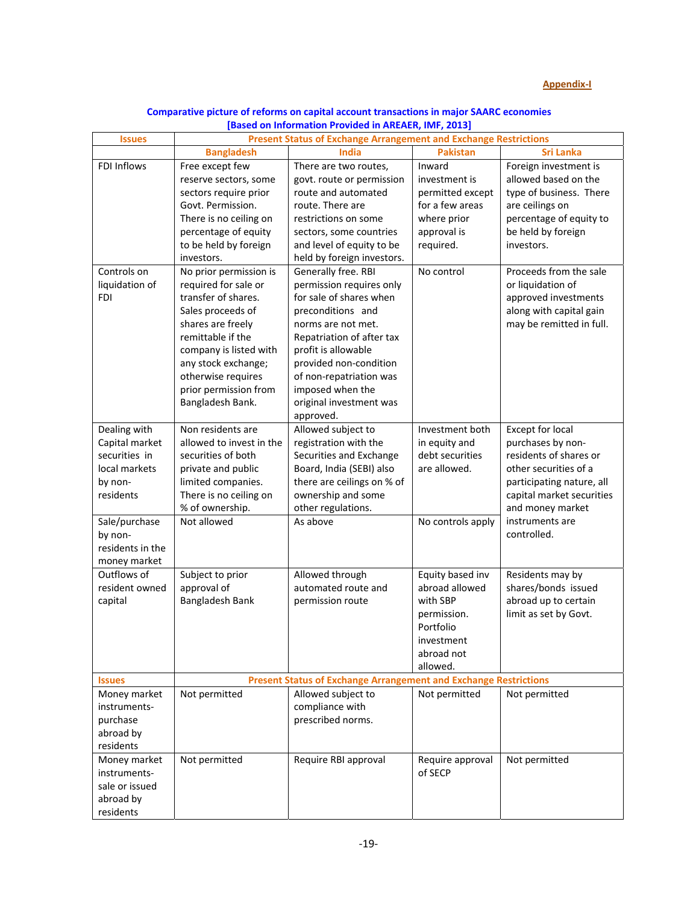**Appendix-I**

**Comparative picture of reforms on capital account transactions in major SAARC economies**
**[Based on Information Provided in AREAER, IMF, 2013]**

| Issues | Present Status of Exchange Arrangement and Exchange Restrictions | | | |
|---|---|---|---|---|
| | **Bangladesh** | **India** | **Pakistan** | **Sri Lanka** |
| FDI Inflows | Free except few reserve sectors, some sectors require prior Govt. Permission. There is no ceiling on percentage of equity to be held by foreign investors. | There are two routes, govt. route or permission route and automated route. There are restrictions on some sectors, some countries and level of equity to be held by foreign investors. | Inward investment is permitted except for a few areas where prior approval is required. | Foreign investment is allowed based on the type of business. There are ceilings on percentage of equity to be held by foreign investors. |
| Controls on liquidation of FDI | No prior permission is required for sale or transfer of shares. Sales proceeds of shares are freely remittable if the company is listed with any stock exchange; otherwise requires prior permission from Bangladesh Bank. | Generally free. RBI permission requires only for sale of shares when preconditions and norms are not met. Repatriation of after tax profit is allowable provided non-condition of non-repatriation was imposed when the original investment was approved. | No control | Proceeds from the sale or liquidation of approved investments along with capital gain may be remitted in full. |
| Dealing with Capital market securities in local markets by non-residents | Non residents are allowed to invest in the securities of both private and public limited companies. There is no ceiling on % of ownership. | Allowed subject to registration with the Securities and Exchange Board, India (SEBI) also there are ceilings on % of ownership and some other regulations. | Investment both in equity and debt securities are allowed. | Except for local purchases by non-residents of shares or other securities of a participating nature, all capital market securities and money market instruments are controlled. |
| Sale/purchase by non-residents in the money market | Not allowed | As above | No controls apply | |
| Outflows of resident owned capital | Subject to prior approval of Bangladesh Bank | Allowed through automated route and permission route | Equity based inv abroad allowed with SBP permission. Portfolio investment abroad not allowed. | Residents may by shares/bonds issued abroad up to certain limit as set by Govt. |
| **Issues** | **Present Status of Exchange Arrangement and Exchange Restrictions** | | | |
| Money market instruments-purchase abroad by residents | Not permitted | Allowed subject to compliance with prescribed norms. | Not permitted | Not permitted |
| Money market instruments-sale or issued abroad by residents | Not permitted | Require RBI approval | Require approval of SECP | Not permitted |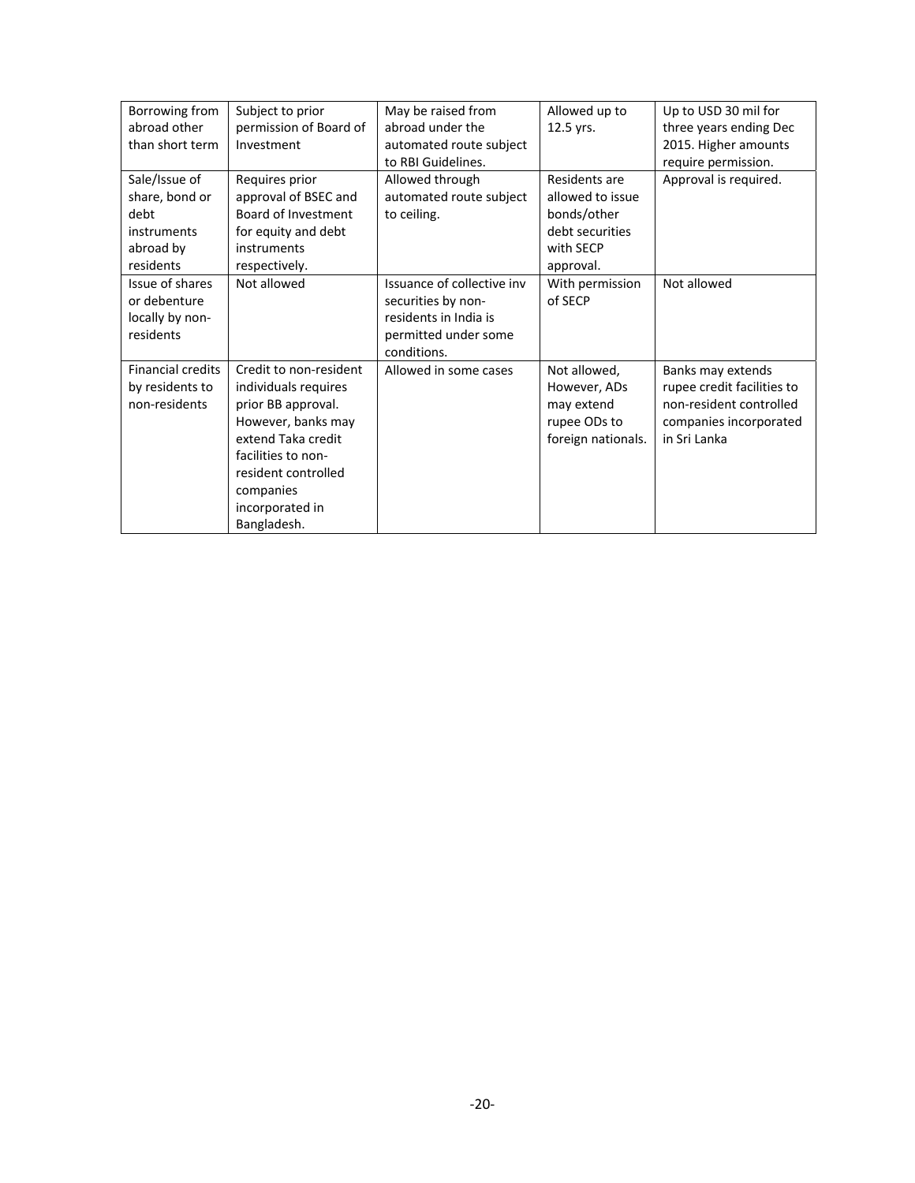| Borrowing from abroad other than short term | Subject to prior permission of Board of Investment | May be raised from abroad under the automated route subject to RBI Guidelines. | Allowed up to 12.5 yrs. | Up to USD 30 mil for three years ending Dec 2015. Higher amounts require permission. |
|---|---|---|---|---|
| Sale/Issue of share, bond or debt instruments abroad by residents | Requires prior approval of BSEC and Board of Investment for equity and debt instruments respectively. | Allowed through automated route subject to ceiling. | Residents are allowed to issue bonds/other debt securities with SECP approval. | Approval is required. |
| Issue of shares or debenture locally by non-residents | Not allowed | Issuance of collective inv securities by non-residents in India is permitted under some conditions. | With permission of SECP | Not allowed |
| Financial credits by residents to non-residents | Credit to non-resident individuals requires prior BB approval. However, banks may extend Taka credit facilities to non-resident controlled companies incorporated in Bangladesh. | Allowed in some cases | Not allowed, However, ADs may extend rupee ODs to foreign nationals. | Banks may extends rupee credit facilities to non-resident controlled companies incorporated in Sri Lanka |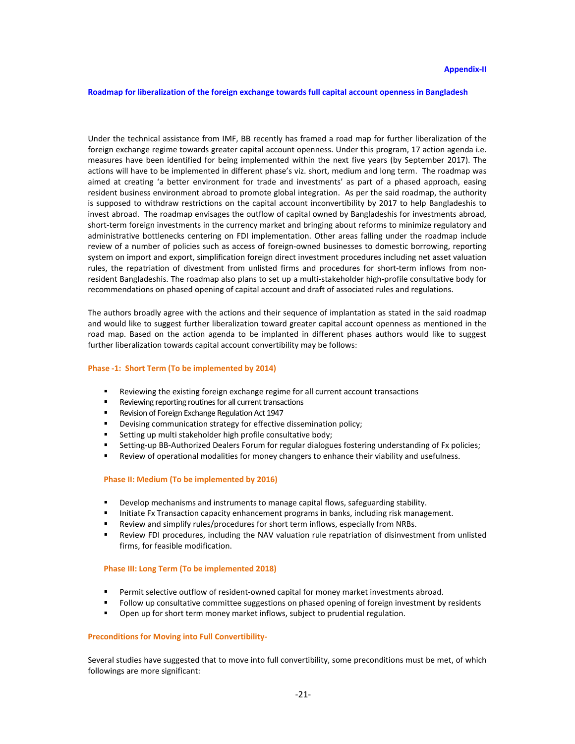Appendix-II

## Roadmap for liberalization of the foreign exchange towards full capital account openness in Bangladesh

Under the technical assistance from IMF, BB recently has framed a road map for further liberalization of the foreign exchange regime towards greater capital account openness. Under this program, 17 action agenda i.e. measures have been identified for being implemented within the next five years (by September 2017). The actions will have to be implemented in different phase's viz. short, medium and long term. The roadmap was aimed at creating 'a better environment for trade and investments' as part of a phased approach, easing resident business environment abroad to promote global integration. As per the said roadmap, the authority is supposed to withdraw restrictions on the capital account inconvertibility by 2017 to help Bangladeshis to invest abroad. The roadmap envisages the outflow of capital owned by Bangladeshis for investments abroad, short-term foreign investments in the currency market and bringing about reforms to minimize regulatory and administrative bottlenecks centering on FDI implementation. Other areas falling under the roadmap include review of a number of policies such as access of foreign-owned businesses to domestic borrowing, reporting system on import and export, simplification foreign direct investment procedures including net asset valuation rules, the repatriation of divestment from unlisted firms and procedures for short-term inflows from non-resident Bangladeshis. The roadmap also plans to set up a multi-stakeholder high-profile consultative body for recommendations on phased opening of capital account and draft of associated rules and regulations.

The authors broadly agree with the actions and their sequence of implantation as stated in the said roadmap and would like to suggest further liberalization toward greater capital account openness as mentioned in the road map. Based on the action agenda to be implanted in different phases authors would like to suggest further liberalization towards capital account convertibility may be follows:

### Phase -1: Short Term (To be implemented by 2014)

- Reviewing the existing foreign exchange regime for all current account transactions
- Reviewing reporting routines for all current transactions
- Revision of Foreign Exchange Regulation Act 1947
- Devising communication strategy for effective dissemination policy;
- Setting up multi stakeholder high profile consultative body;
- Setting-up BB-Authorized Dealers Forum for regular dialogues fostering understanding of Fx policies;
- Review of operational modalities for money changers to enhance their viability and usefulness.

### Phase II: Medium (To be implemented by 2016)

- Develop mechanisms and instruments to manage capital flows, safeguarding stability.
- Initiate Fx Transaction capacity enhancement programs in banks, including risk management.
- Review and simplify rules/procedures for short term inflows, especially from NRBs.
- Review FDI procedures, including the NAV valuation rule repatriation of disinvestment from unlisted firms, for feasible modification.

### Phase III: Long Term (To be implemented 2018)

- Permit selective outflow of resident-owned capital for money market investments abroad.
- Follow up consultative committee suggestions on phased opening of foreign investment by residents
- Open up for short term money market inflows, subject to prudential regulation.

### Preconditions for Moving into Full Convertibility-

Several studies have suggested that to move into full convertibility, some preconditions must be met, of which followings are more significant: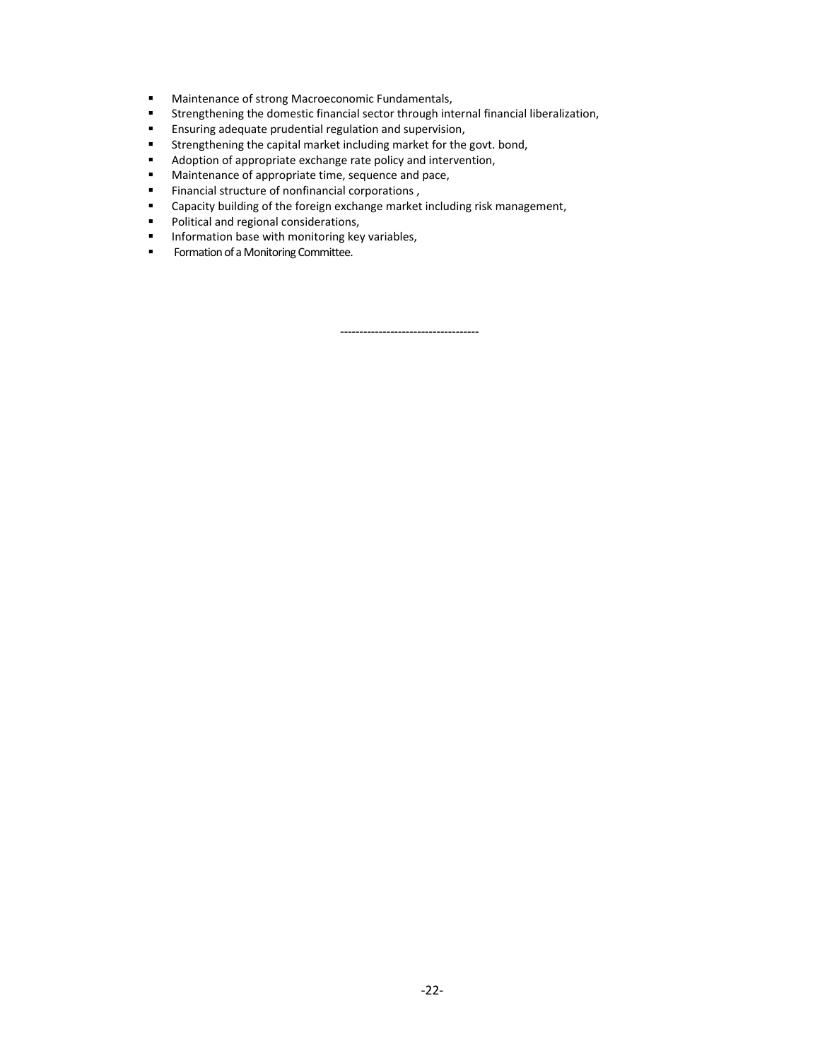- Maintenance of strong Macroeconomic Fundamentals,
- Strengthening the domestic financial sector through internal financial liberalization,
- Ensuring adequate prudential regulation and supervision,
- Strengthening the capital market including market for the govt. bond,
- Adoption of appropriate exchange rate policy and intervention,
- Maintenance of appropriate time, sequence and pace,
- Financial structure of nonfinancial corporations ,
- Capacity building of the foreign exchange market including risk management,
- Political and regional considerations,
- Information base with monitoring key variables,
- Formation of a Monitoring Committee.

------------------------------------